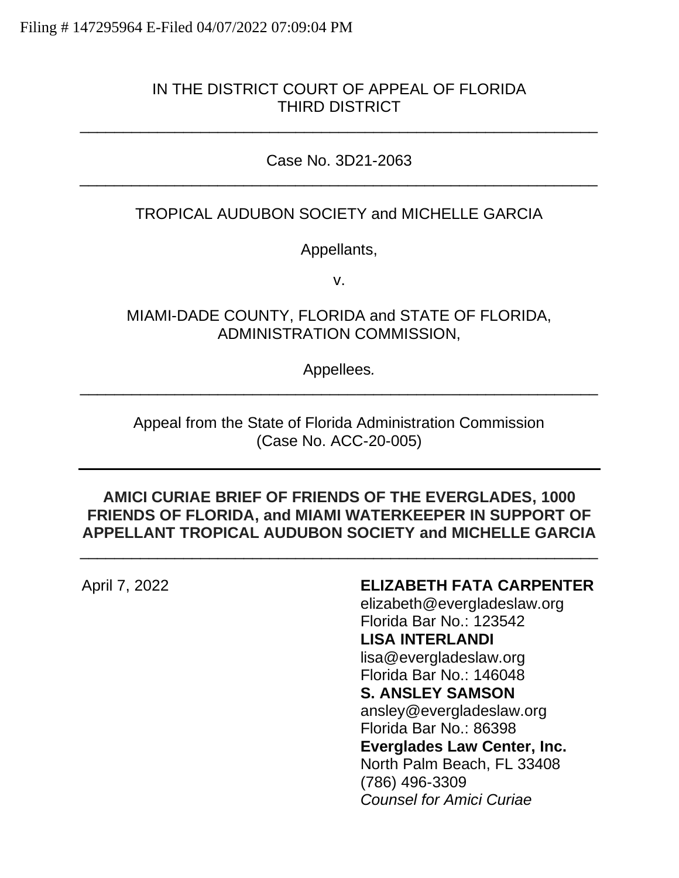Filing # 147295964 E-Filed 04/07/2022 07:09:04 PM

IN THE DISTRICT COURT OF APPEAL OF FLORIDA
THIRD DISTRICT

---

Case No. 3D21-2063

---

TROPICAL AUDUBON SOCIETY and MICHELLE GARCIA

Appellants,

v.

MIAMI-DADE COUNTY, FLORIDA and STATE OF FLORIDA, ADMINISTRATION COMMISSION,

Appellees.

---

Appeal from the State of Florida Administration Commission
(Case No. ACC-20-005)

---

**AMICI CURIAE BRIEF OF FRIENDS OF THE EVERGLADES, 1000 FRIENDS OF FLORIDA, and MIAMI WATERKEEPER IN SUPPORT OF APPELLANT TROPICAL AUDUBON SOCIETY and MICHELLE GARCIA**

---

April 7, 2022

**ELIZABETH FATA CARPENTER**
elizabeth@evergladeslaw.org
Florida Bar No.: 123542
**LISA INTERLANDI**
lisa@evergladeslaw.org
Florida Bar No.: 146048
**S. ANSLEY SAMSON**
ansley@evergladeslaw.org
Florida Bar No.: 86398
**Everglades Law Center, Inc.**
North Palm Beach, FL 33408
(786) 496-3309
*Counsel for Amici Curiae*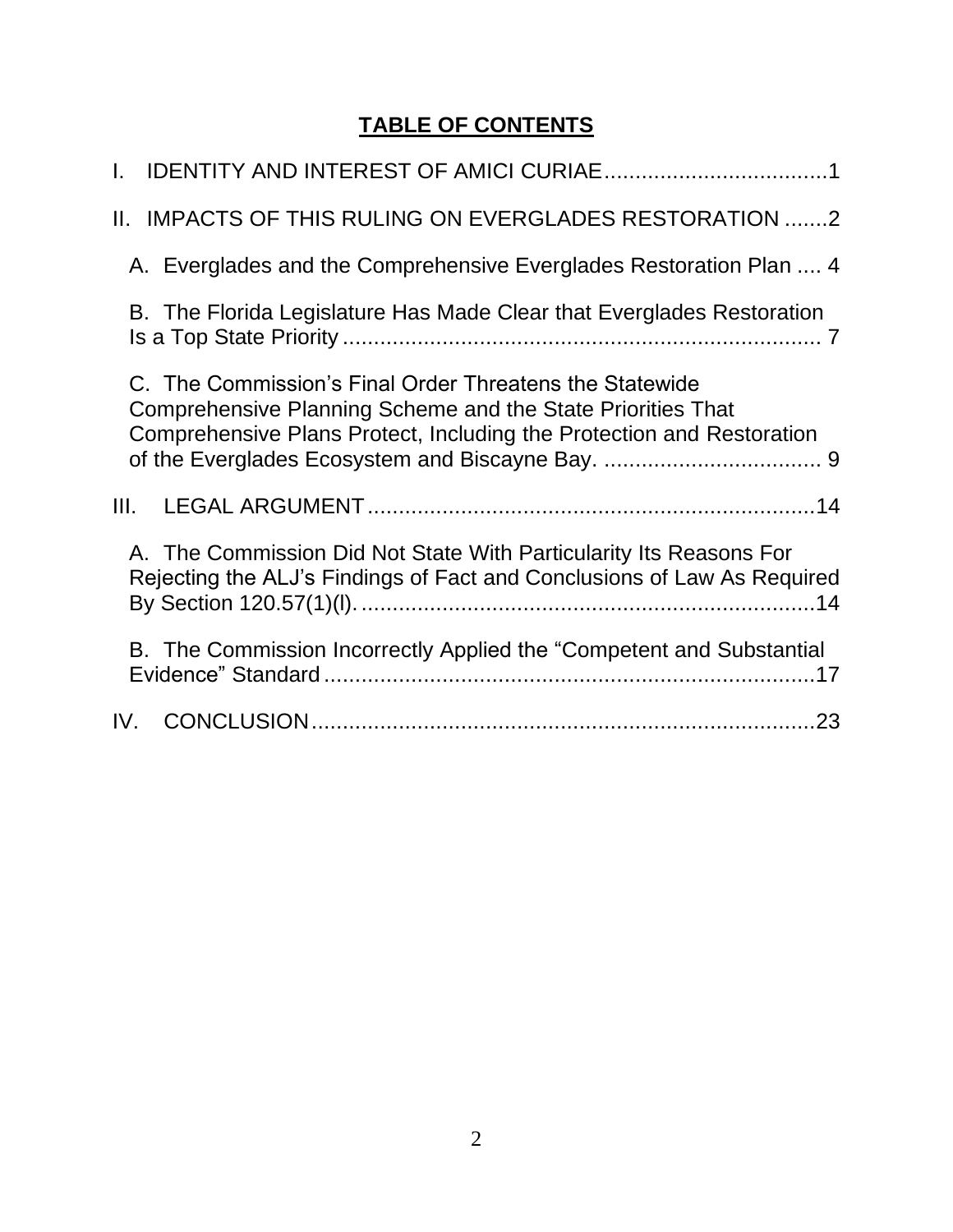# TABLE OF CONTENTS

I. IDENTITY AND INTEREST OF AMICI CURIAE....................................1

II. IMPACTS OF THIS RULING ON EVERGLADES RESTORATION .......2

A. Everglades and the Comprehensive Everglades Restoration Plan .... 4

B. The Florida Legislature Has Made Clear that Everglades Restoration Is a Top State Priority ............................................................................ 7

C. The Commission's Final Order Threatens the Statewide Comprehensive Planning Scheme and the State Priorities That Comprehensive Plans Protect, Including the Protection and Restoration of the Everglades Ecosystem and Biscayne Bay. ................................... 9

III. LEGAL ARGUMENT........................................................................14

A. The Commission Did Not State With Particularity Its Reasons For Rejecting the ALJ's Findings of Fact and Conclusions of Law As Required By Section 120.57(1)(l). ..........................................................................14

B. The Commission Incorrectly Applied the "Competent and Substantial Evidence" Standard ................................................................................17

IV. CONCLUSION..................................................................................23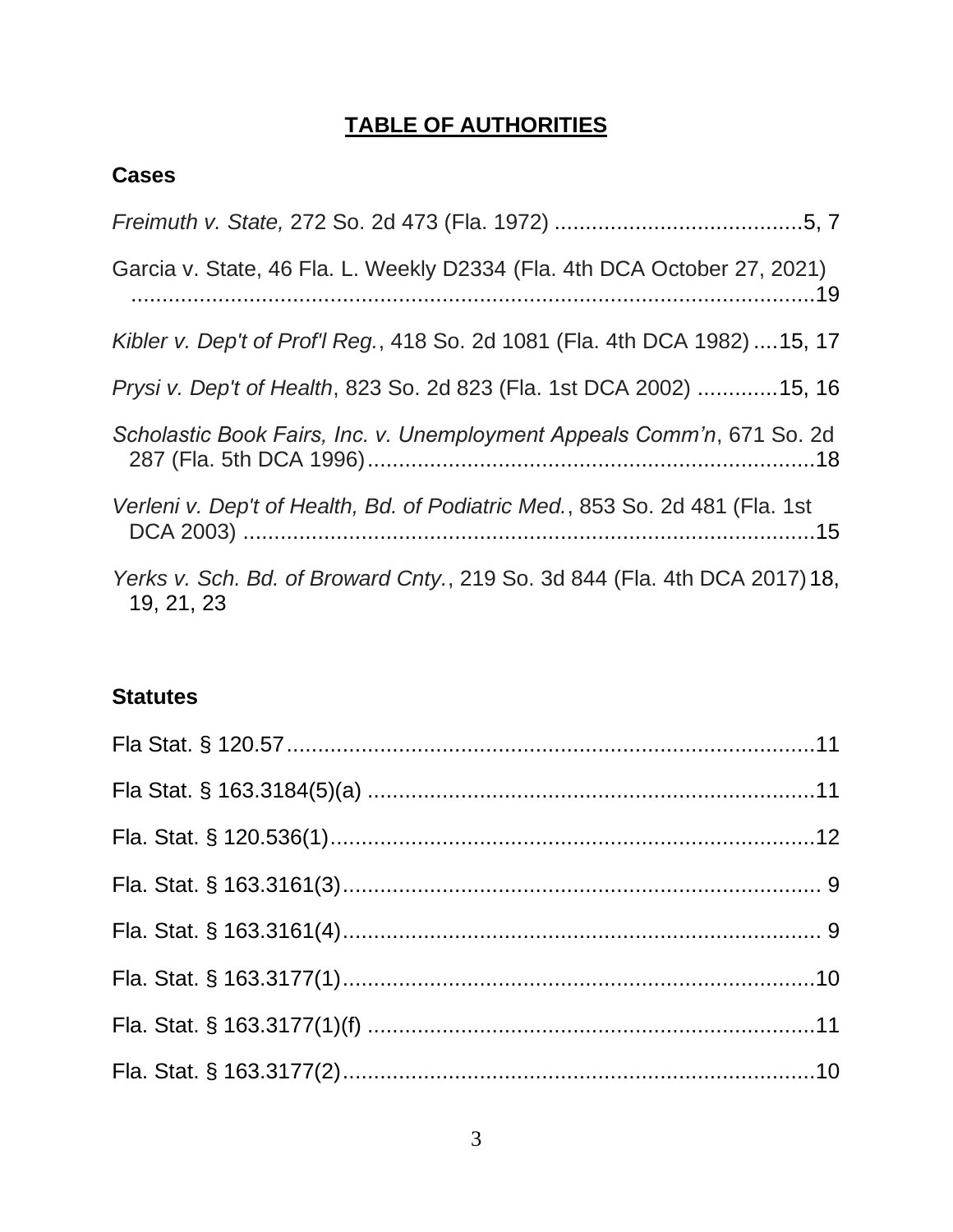# **TABLE OF AUTHORITIES**

## **Cases**

*Freimuth v. State,* 272 So. 2d 473 (Fla. 1972) ........................................5, 7

Garcia v. State, 46 Fla. L. Weekly D2334 (Fla. 4th DCA October 27, 2021) ..................................................................................................................19

*Kibler v. Dep't of Prof'l Reg.*, 418 So. 2d 1081 (Fla. 4th DCA 1982) ....15, 17

*Prysi v. Dep't of Health*, 823 So. 2d 823 (Fla. 1st DCA 2002) .............15, 16

*Scholastic Book Fairs, Inc. v. Unemployment Appeals Comm'n*, 671 So. 2d 287 (Fla. 5th DCA 1996).......................................................................18

*Verleni v. Dep't of Health, Bd. of Podiatric Med.*, 853 So. 2d 481 (Fla. 1st DCA 2003) ............................................................................................15

*Yerks v. Sch. Bd. of Broward Cnty.*, 219 So. 3d 844 (Fla. 4th DCA 2017) 18, 19, 21, 23

## **Statutes**

Fla Stat. § 120.57.....................................................................................11

Fla Stat. § 163.3184(5)(a) .......................................................................11

Fla. Stat. § 120.536(1)..............................................................................12

Fla. Stat. § 163.3161(3)............................................................................ 9

Fla. Stat. § 163.3161(4)............................................................................ 9

Fla. Stat. § 163.3177(1)............................................................................10

Fla. Stat. § 163.3177(1)(f) ........................................................................11

Fla. Stat. § 163.3177(2)............................................................................10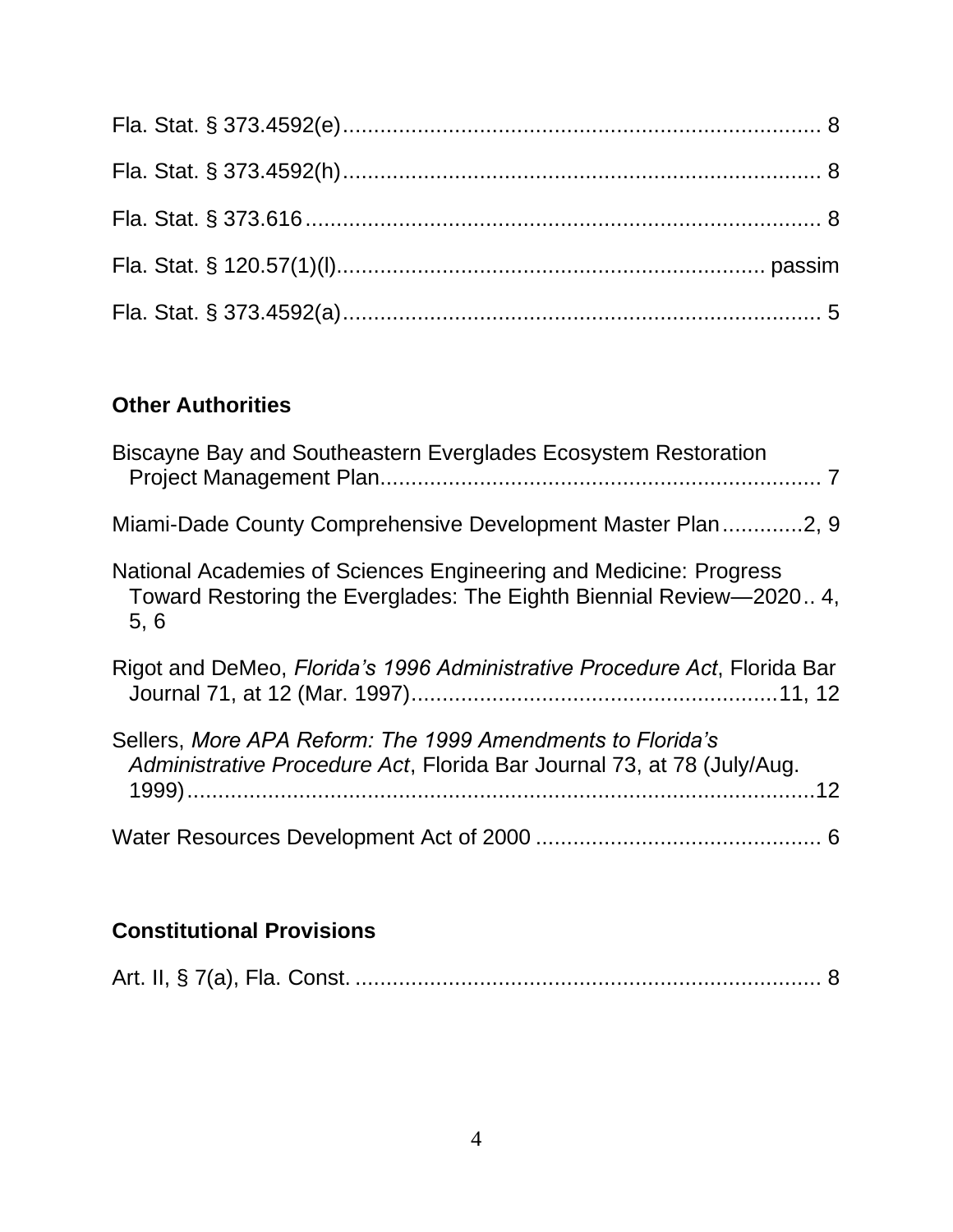Fla. Stat. § 373.4592(e)............................................................................ 8

Fla. Stat. § 373.4592(h)............................................................................ 8

Fla. Stat. § 373.616.................................................................................. 8

Fla. Stat. § 120.57(1)(l)................................................................... passim

Fla. Stat. § 373.4592(a)............................................................................ 5

## Other Authorities

Biscayne Bay and Southeastern Everglades Ecosystem Restoration Project Management Plan....................................................................... 7

Miami-Dade County Comprehensive Development Master Plan.............2, 9

National Academies of Sciences Engineering and Medicine: Progress Toward Restoring the Everglades: The Eighth Biennial Review—2020.. 4, 5, 6

Rigot and DeMeo, *Florida's 1996 Administrative Procedure Act*, Florida Bar Journal 71, at 12 (Mar. 1997)...........................................................11, 12

Sellers, *More APA Reform: The 1999 Amendments to Florida's Administrative Procedure Act*, Florida Bar Journal 73, at 78 (July/Aug. 1999)........................................................................................12

Water Resources Development Act of 2000 .............................................. 6

## Constitutional Provisions

Art. II, § 7(a), Fla. Const. ........................................................................... 8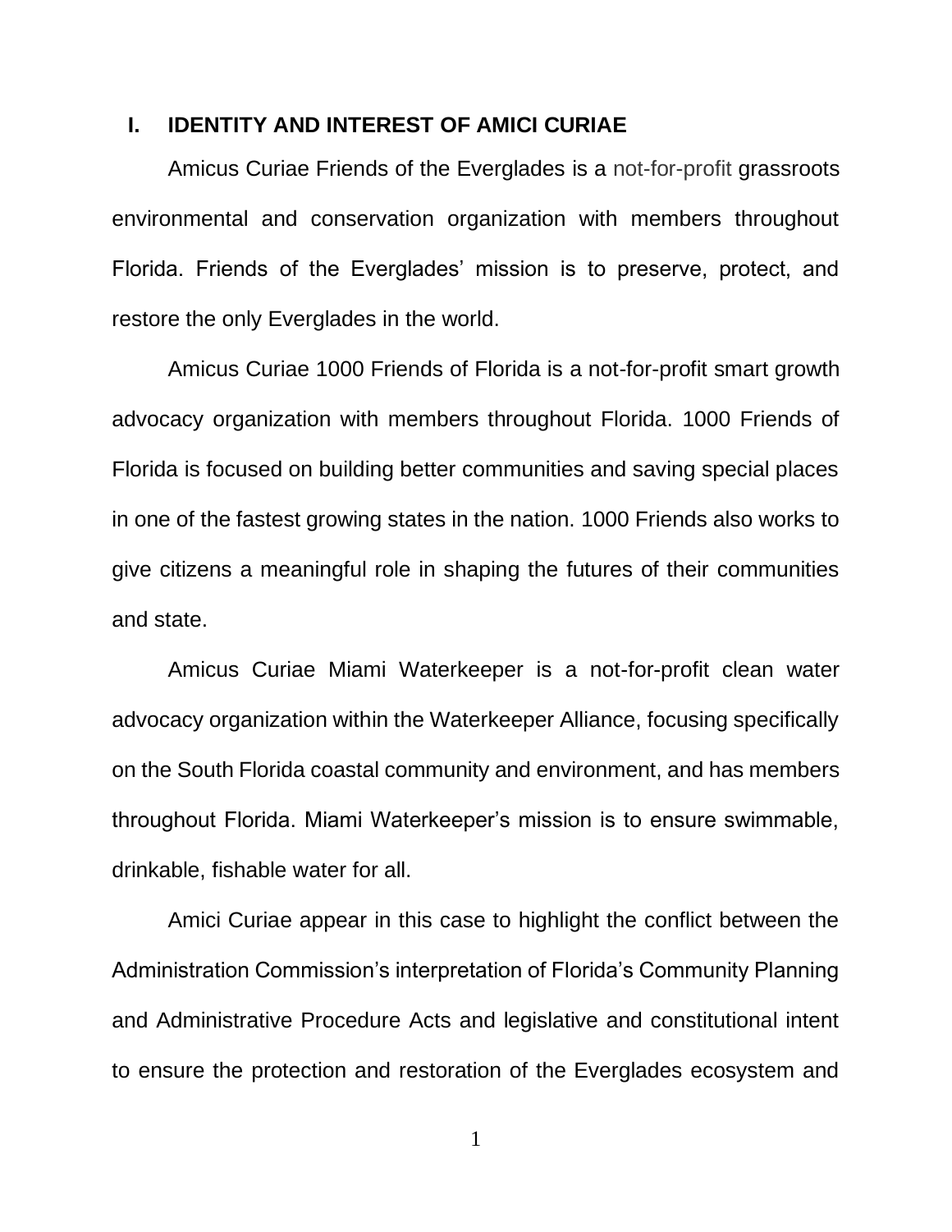## I. IDENTITY AND INTEREST OF AMICI CURIAE

Amicus Curiae Friends of the Everglades is a not-for-profit grassroots environmental and conservation organization with members throughout Florida. Friends of the Everglades' mission is to preserve, protect, and restore the only Everglades in the world.

Amicus Curiae 1000 Friends of Florida is a not-for-profit smart growth advocacy organization with members throughout Florida. 1000 Friends of Florida is focused on building better communities and saving special places in one of the fastest growing states in the nation. 1000 Friends also works to give citizens a meaningful role in shaping the futures of their communities and state.

Amicus Curiae Miami Waterkeeper is a not-for-profit clean water advocacy organization within the Waterkeeper Alliance, focusing specifically on the South Florida coastal community and environment, and has members throughout Florida. Miami Waterkeeper's mission is to ensure swimmable, drinkable, fishable water for all.

Amici Curiae appear in this case to highlight the conflict between the Administration Commission's interpretation of Florida's Community Planning and Administrative Procedure Acts and legislative and constitutional intent to ensure the protection and restoration of the Everglades ecosystem and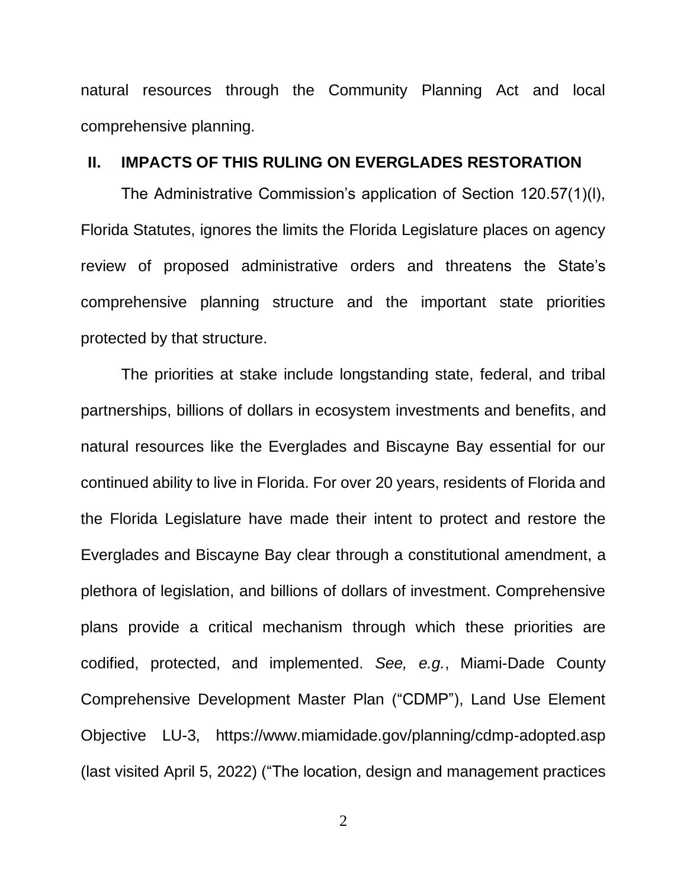natural resources through the Community Planning Act and local comprehensive planning.

## II. IMPACTS OF THIS RULING ON EVERGLADES RESTORATION

The Administrative Commission's application of Section 120.57(1)(l), Florida Statutes, ignores the limits the Florida Legislature places on agency review of proposed administrative orders and threatens the State's comprehensive planning structure and the important state priorities protected by that structure.

The priorities at stake include longstanding state, federal, and tribal partnerships, billions of dollars in ecosystem investments and benefits, and natural resources like the Everglades and Biscayne Bay essential for our continued ability to live in Florida. For over 20 years, residents of Florida and the Florida Legislature have made their intent to protect and restore the Everglades and Biscayne Bay clear through a constitutional amendment, a plethora of legislation, and billions of dollars of investment. Comprehensive plans provide a critical mechanism through which these priorities are codified, protected, and implemented. *See, e.g.*, Miami-Dade County Comprehensive Development Master Plan ("CDMP"), Land Use Element Objective LU-3, https://www.miamidade.gov/planning/cdmp-adopted.asp (last visited April 5, 2022) ("The location, design and management practices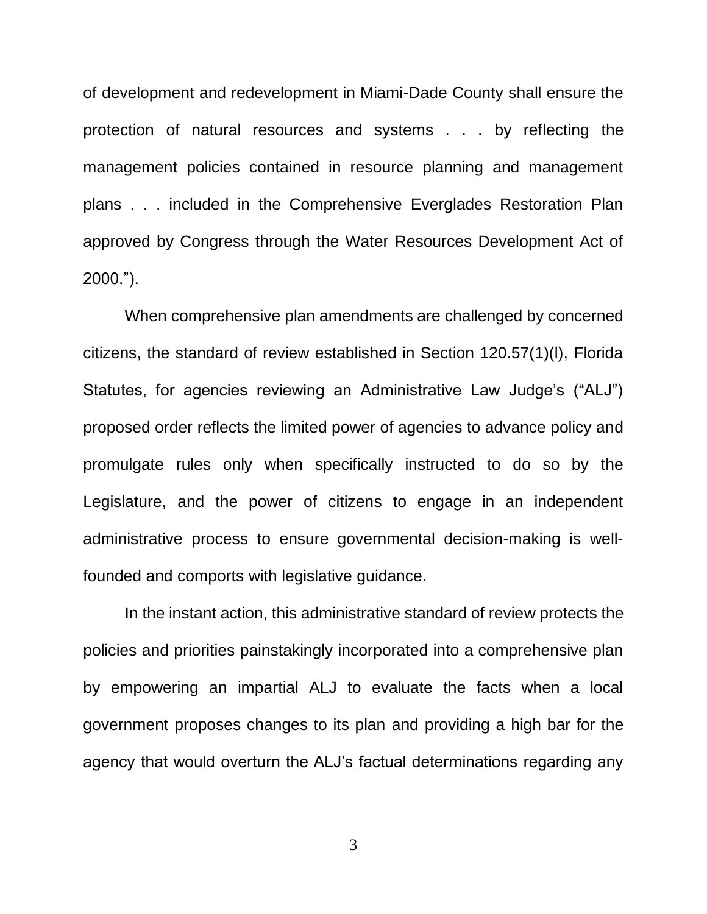of development and redevelopment in Miami-Dade County shall ensure the protection of natural resources and systems . . . by reflecting the management policies contained in resource planning and management plans . . . included in the Comprehensive Everglades Restoration Plan approved by Congress through the Water Resources Development Act of 2000.").

When comprehensive plan amendments are challenged by concerned citizens, the standard of review established in Section 120.57(1)(l), Florida Statutes, for agencies reviewing an Administrative Law Judge's ("ALJ") proposed order reflects the limited power of agencies to advance policy and promulgate rules only when specifically instructed to do so by the Legislature, and the power of citizens to engage in an independent administrative process to ensure governmental decision-making is well-founded and comports with legislative guidance.

In the instant action, this administrative standard of review protects the policies and priorities painstakingly incorporated into a comprehensive plan by empowering an impartial ALJ to evaluate the facts when a local government proposes changes to its plan and providing a high bar for the agency that would overturn the ALJ's factual determinations regarding any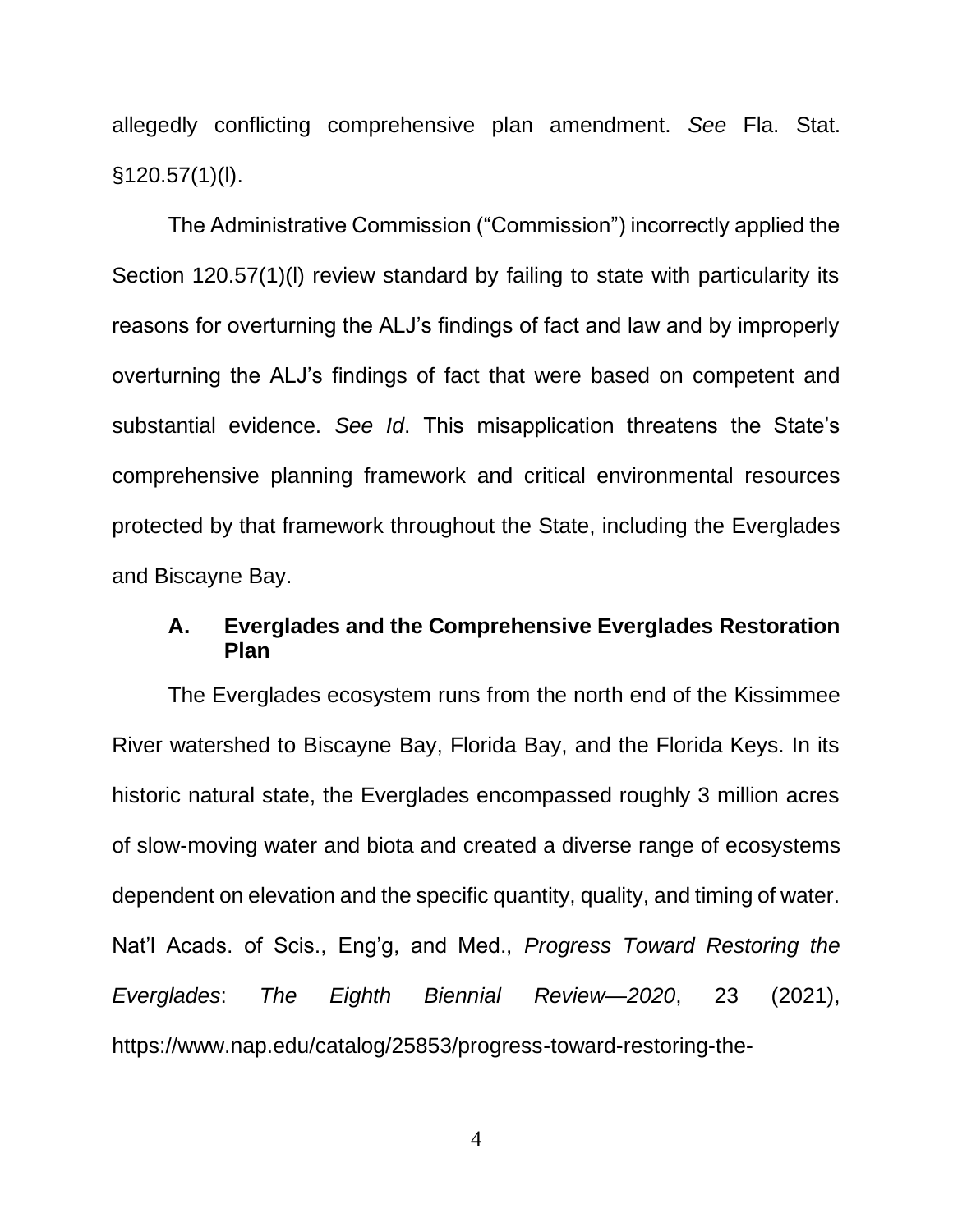allegedly conflicting comprehensive plan amendment. *See* Fla. Stat. §120.57(1)(l).

The Administrative Commission ("Commission") incorrectly applied the Section 120.57(1)(l) review standard by failing to state with particularity its reasons for overturning the ALJ's findings of fact and law and by improperly overturning the ALJ's findings of fact that were based on competent and substantial evidence. *See Id*. This misapplication threatens the State's comprehensive planning framework and critical environmental resources protected by that framework throughout the State, including the Everglades and Biscayne Bay.

### A. Everglades and the Comprehensive Everglades Restoration Plan

The Everglades ecosystem runs from the north end of the Kissimmee River watershed to Biscayne Bay, Florida Bay, and the Florida Keys. In its historic natural state, the Everglades encompassed roughly 3 million acres of slow-moving water and biota and created a diverse range of ecosystems dependent on elevation and the specific quantity, quality, and timing of water. Nat'l Acads. of Scis., Eng'g, and Med., *Progress Toward Restoring the Everglades*: *The Eighth Biennial Review—2020*, 23 (2021), https://www.nap.edu/catalog/25853/progress-toward-restoring-the-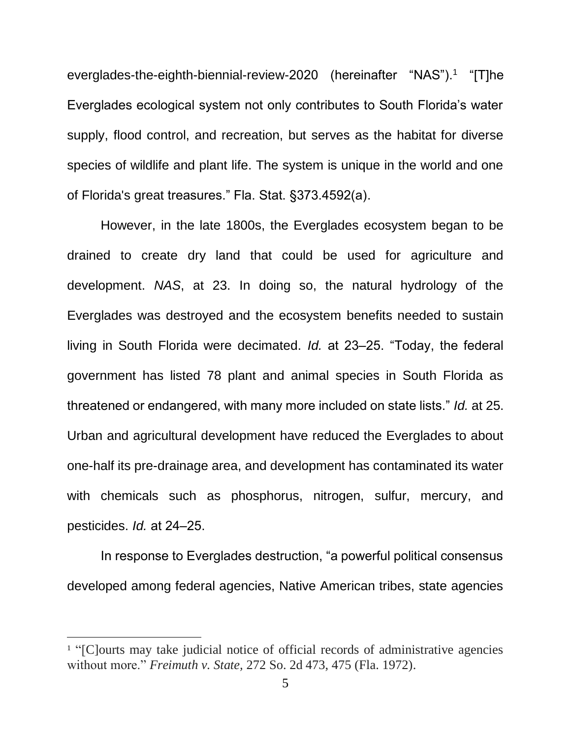everglades-the-eighth-biennial-review-2020 (hereinafter "NAS").[1] "[T]he Everglades ecological system not only contributes to South Florida's water supply, flood control, and recreation, but serves as the habitat for diverse species of wildlife and plant life. The system is unique in the world and one of Florida's great treasures." Fla. Stat. §373.4592(a).

However, in the late 1800s, the Everglades ecosystem began to be drained to create dry land that could be used for agriculture and development. *NAS*, at 23. In doing so, the natural hydrology of the Everglades was destroyed and the ecosystem benefits needed to sustain living in South Florida were decimated. *Id.* at 23–25. "Today, the federal government has listed 78 plant and animal species in South Florida as threatened or endangered, with many more included on state lists." *Id.* at 25. Urban and agricultural development have reduced the Everglades to about one-half its pre-drainage area, and development has contaminated its water with chemicals such as phosphorus, nitrogen, sulfur, mercury, and pesticides. *Id.* at 24–25.

In response to Everglades destruction, "a powerful political consensus developed among federal agencies, Native American tribes, state agencies

[1] "[C]ourts may take judicial notice of official records of administrative agencies without more." *Freimuth v. State,* 272 So. 2d 473, 475 (Fla. 1972).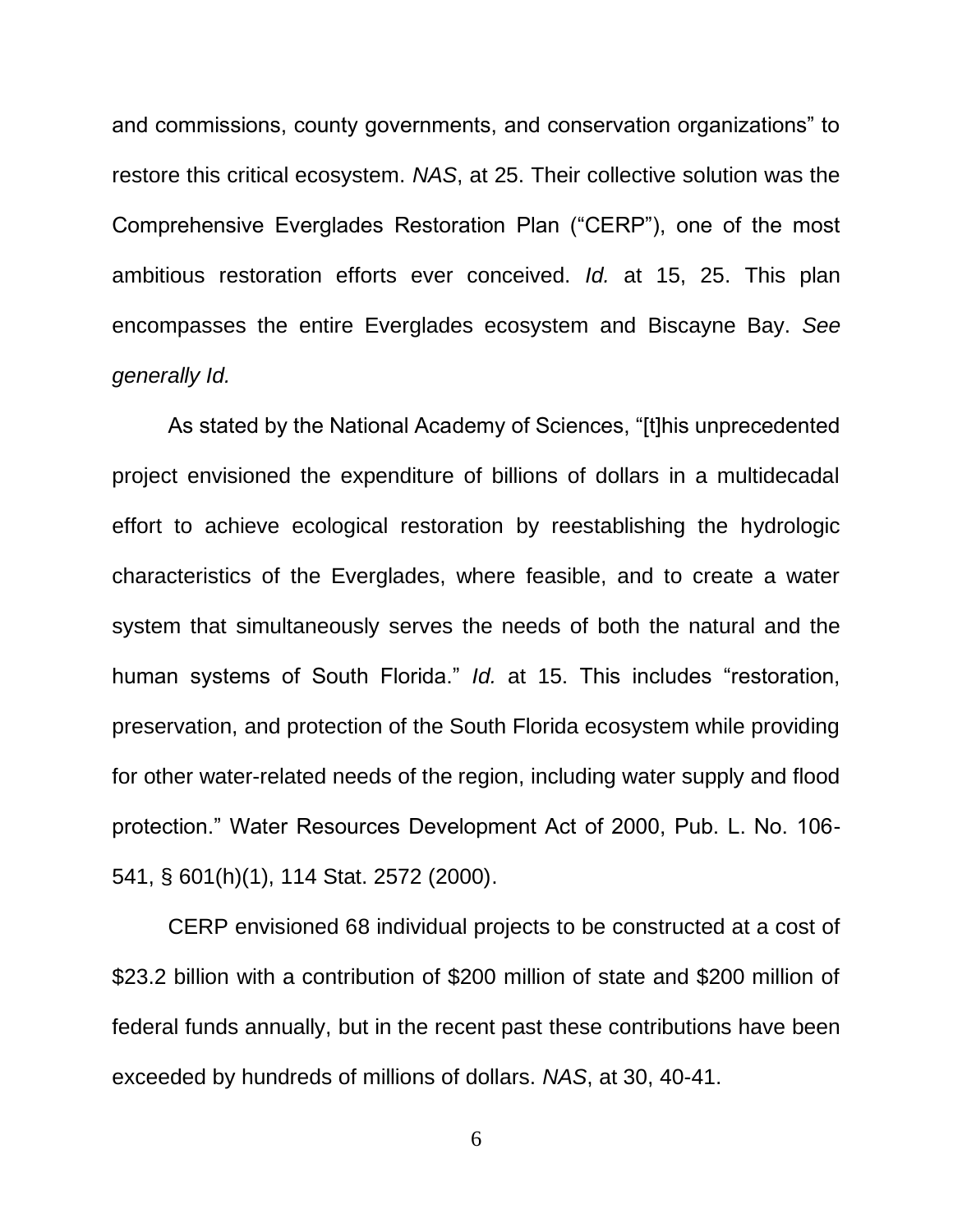and commissions, county governments, and conservation organizations" to restore this critical ecosystem. *NAS*, at 25. Their collective solution was the Comprehensive Everglades Restoration Plan ("CERP"), one of the most ambitious restoration efforts ever conceived. *Id.* at 15, 25. This plan encompasses the entire Everglades ecosystem and Biscayne Bay. *See generally Id.*

As stated by the National Academy of Sciences, "[t]his unprecedented project envisioned the expenditure of billions of dollars in a multidecadal effort to achieve ecological restoration by reestablishing the hydrologic characteristics of the Everglades, where feasible, and to create a water system that simultaneously serves the needs of both the natural and the human systems of South Florida." *Id.* at 15. This includes "restoration, preservation, and protection of the South Florida ecosystem while providing for other water-related needs of the region, including water supply and flood protection." Water Resources Development Act of 2000, Pub. L. No. 106-541, § 601(h)(1), 114 Stat. 2572 (2000).

CERP envisioned 68 individual projects to be constructed at a cost of $23.2 billion with a contribution of $200 million of state and $200 million of federal funds annually, but in the recent past these contributions have been exceeded by hundreds of millions of dollars. *NAS*, at 30, 40-41.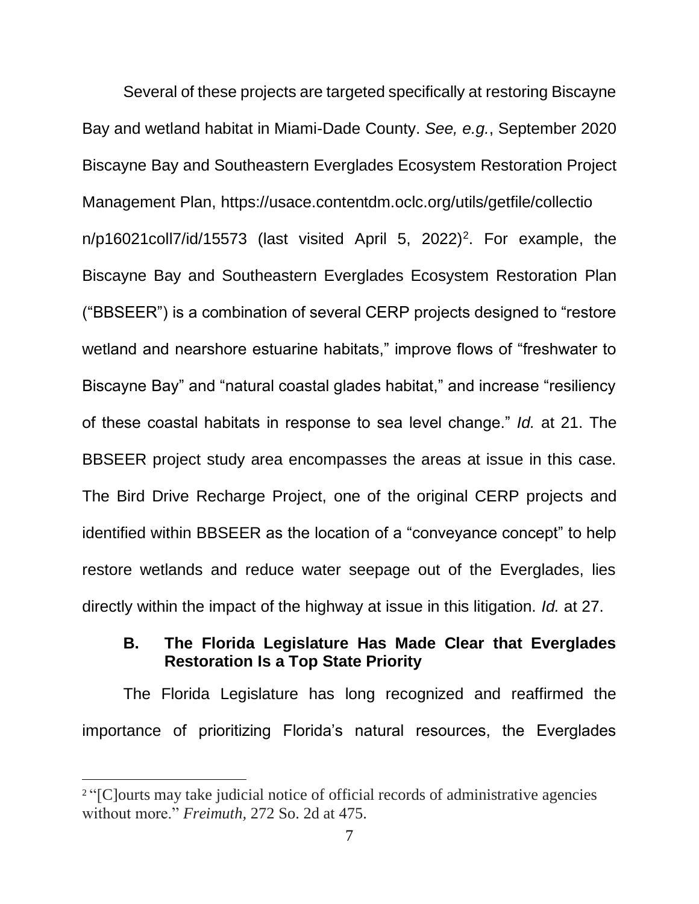Several of these projects are targeted specifically at restoring Biscayne Bay and wetland habitat in Miami-Dade County. *See, e.g.*, September 2020 Biscayne Bay and Southeastern Everglades Ecosystem Restoration Project Management Plan, https://usace.contentdm.oclc.org/utils/getfile/collection/p16021coll7/id/15573 (last visited April 5, 2022)[2]. For example, the Biscayne Bay and Southeastern Everglades Ecosystem Restoration Plan ("BBSEER") is a combination of several CERP projects designed to "restore wetland and nearshore estuarine habitats," improve flows of "freshwater to Biscayne Bay" and "natural coastal glades habitat," and increase "resiliency of these coastal habitats in response to sea level change." *Id.* at 21. The BBSEER project study area encompasses the areas at issue in this case. The Bird Drive Recharge Project, one of the original CERP projects and identified within BBSEER as the location of a "conveyance concept" to help restore wetlands and reduce water seepage out of the Everglades, lies directly within the impact of the highway at issue in this litigation. *Id.* at 27.

### B. The Florida Legislature Has Made Clear that Everglades Restoration Is a Top State Priority

The Florida Legislature has long recognized and reaffirmed the importance of prioritizing Florida's natural resources, the Everglades

---

[2] "[C]ourts may take judicial notice of official records of administrative agencies without more." *Freimuth*, 272 So. 2d at 475.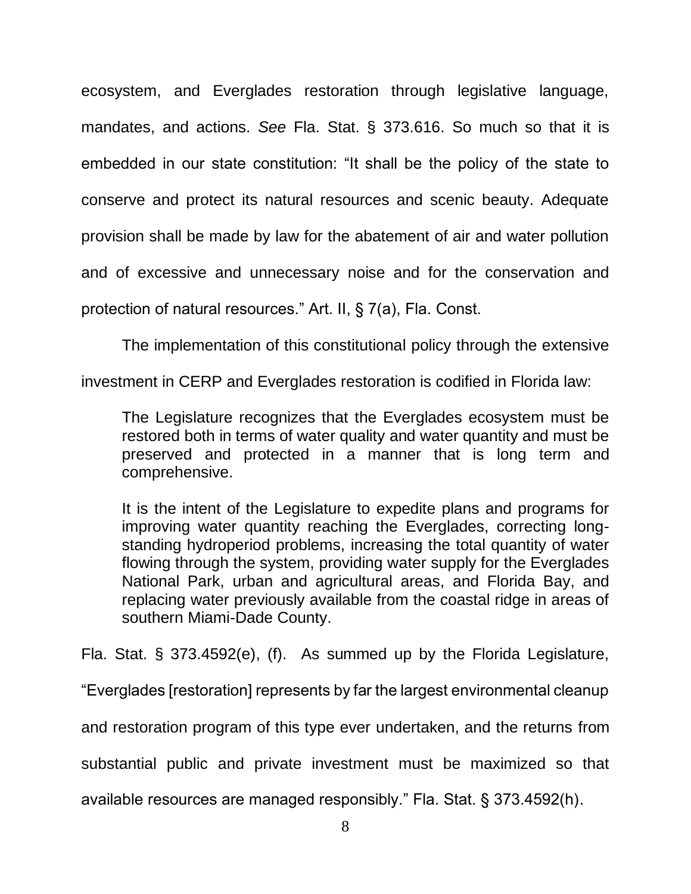ecosystem, and Everglades restoration through legislative language, mandates, and actions. *See* Fla. Stat. § 373.616. So much so that it is embedded in our state constitution: "It shall be the policy of the state to conserve and protect its natural resources and scenic beauty. Adequate provision shall be made by law for the abatement of air and water pollution and of excessive and unnecessary noise and for the conservation and protection of natural resources." Art. II, § 7(a), Fla. Const.

The implementation of this constitutional policy through the extensive investment in CERP and Everglades restoration is codified in Florida law:

> The Legislature recognizes that the Everglades ecosystem must be restored both in terms of water quality and water quantity and must be preserved and protected in a manner that is long term and comprehensive.
>
> It is the intent of the Legislature to expedite plans and programs for improving water quantity reaching the Everglades, correcting long-standing hydroperiod problems, increasing the total quantity of water flowing through the system, providing water supply for the Everglades National Park, urban and agricultural areas, and Florida Bay, and replacing water previously available from the coastal ridge in areas of southern Miami-Dade County.

Fla. Stat. § 373.4592(e), (f). As summed up by the Florida Legislature, "Everglades [restoration] represents by far the largest environmental cleanup and restoration program of this type ever undertaken, and the returns from substantial public and private investment must be maximized so that available resources are managed responsibly." Fla. Stat. § 373.4592(h).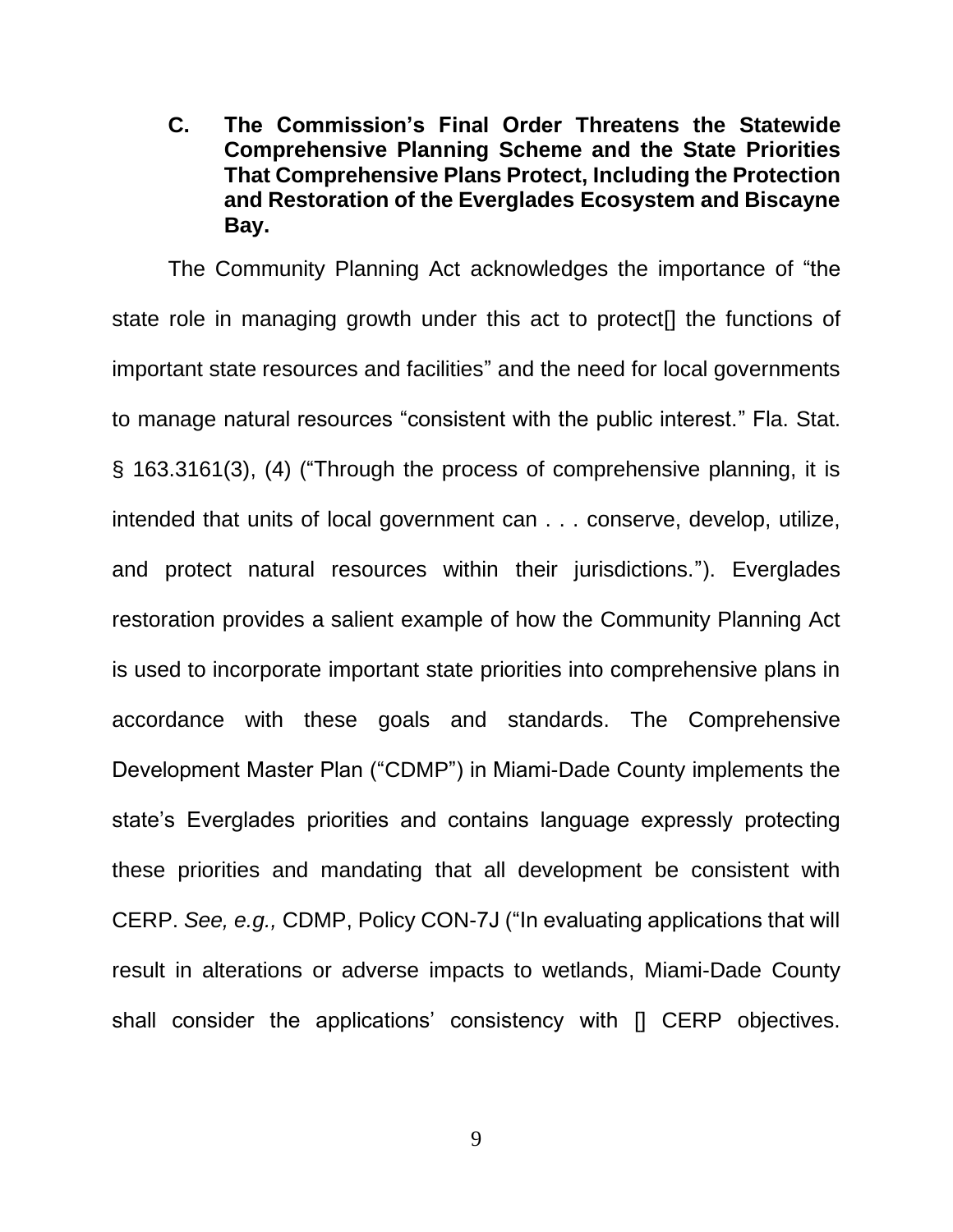### C. The Commission's Final Order Threatens the Statewide Comprehensive Planning Scheme and the State Priorities That Comprehensive Plans Protect, Including the Protection and Restoration of the Everglades Ecosystem and Biscayne Bay.

The Community Planning Act acknowledges the importance of "the state role in managing growth under this act to protect[] the functions of important state resources and facilities" and the need for local governments to manage natural resources "consistent with the public interest." Fla. Stat. § 163.3161(3), (4) ("Through the process of comprehensive planning, it is intended that units of local government can . . . conserve, develop, utilize, and protect natural resources within their jurisdictions."). Everglades restoration provides a salient example of how the Community Planning Act is used to incorporate important state priorities into comprehensive plans in accordance with these goals and standards. The Comprehensive Development Master Plan ("CDMP") in Miami-Dade County implements the state's Everglades priorities and contains language expressly protecting these priorities and mandating that all development be consistent with CERP. *See, e.g.,* CDMP, Policy CON-7J ("In evaluating applications that will result in alterations or adverse impacts to wetlands, Miami-Dade County shall consider the applications' consistency with [] CERP objectives.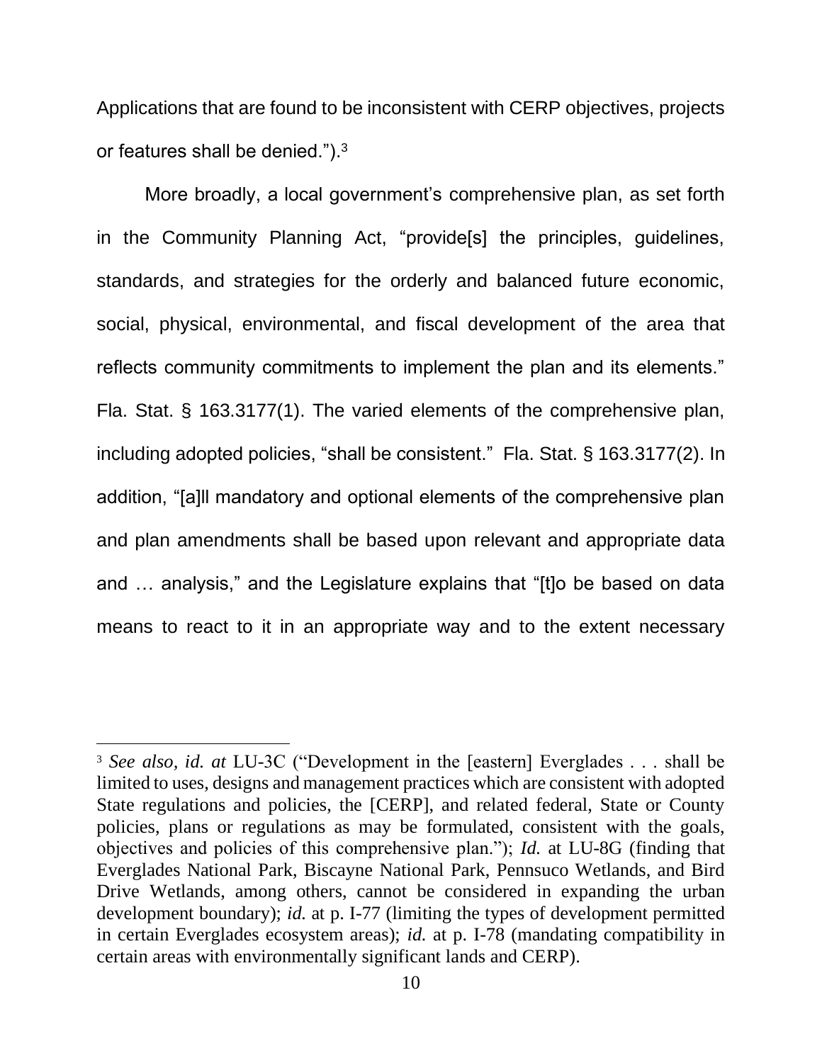Applications that are found to be inconsistent with CERP objectives, projects or features shall be denied.").[3]

More broadly, a local government's comprehensive plan, as set forth in the Community Planning Act, "provide[s] the principles, guidelines, standards, and strategies for the orderly and balanced future economic, social, physical, environmental, and fiscal development of the area that reflects community commitments to implement the plan and its elements." Fla. Stat. § 163.3177(1). The varied elements of the comprehensive plan, including adopted policies, "shall be consistent." Fla. Stat. § 163.3177(2). In addition, "[a]ll mandatory and optional elements of the comprehensive plan and plan amendments shall be based upon relevant and appropriate data and … analysis," and the Legislature explains that "[t]o be based on data means to react to it in an appropriate way and to the extent necessary

---

[3] *See also, id. at* LU-3C ("Development in the [eastern] Everglades . . . shall be limited to uses, designs and management practices which are consistent with adopted State regulations and policies, the [CERP], and related federal, State or County policies, plans or regulations as may be formulated, consistent with the goals, objectives and policies of this comprehensive plan."); *Id.* at LU-8G (finding that Everglades National Park, Biscayne National Park, Pennsuco Wetlands, and Bird Drive Wetlands, among others, cannot be considered in expanding the urban development boundary); *id.* at p. I-77 (limiting the types of development permitted in certain Everglades ecosystem areas); *id.* at p. I-78 (mandating compatibility in certain areas with environmentally significant lands and CERP).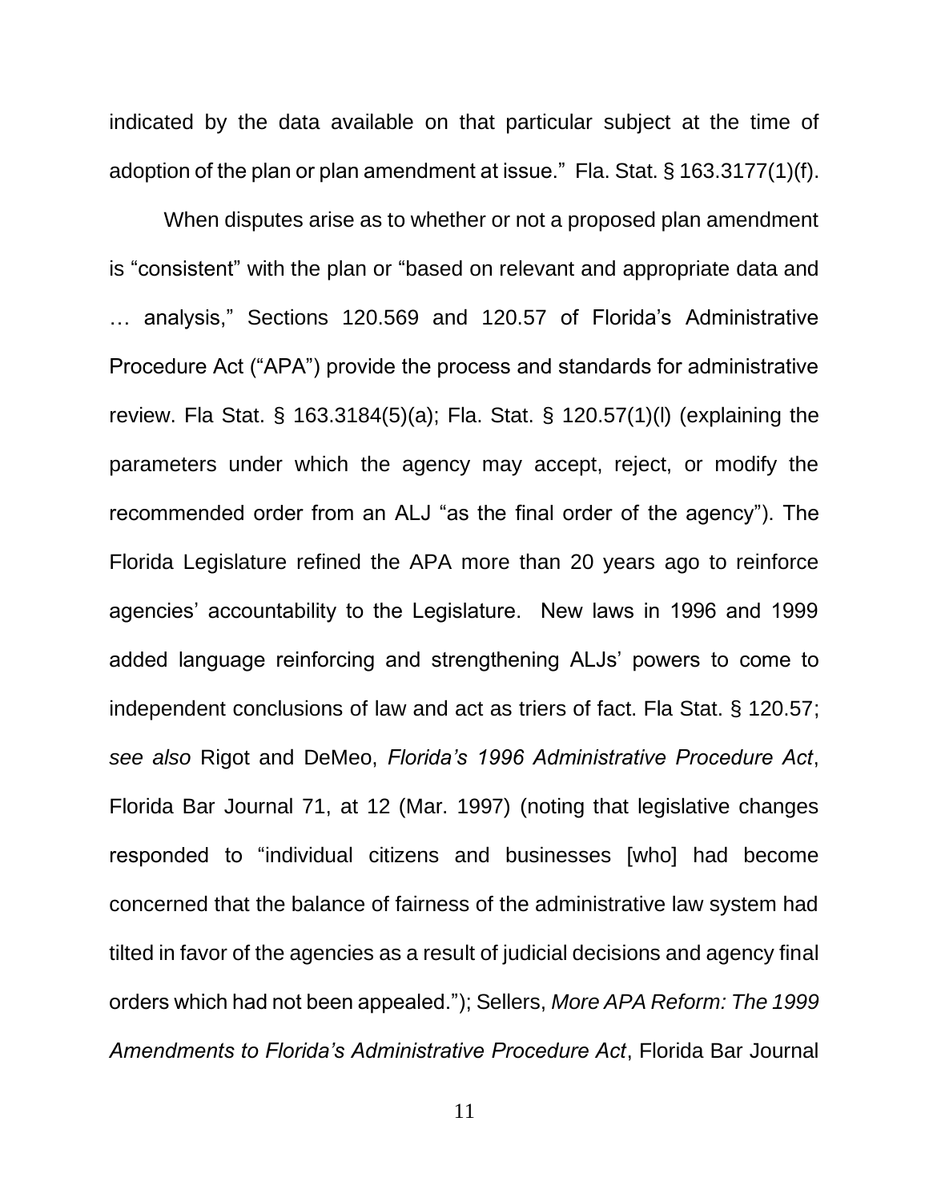indicated by the data available on that particular subject at the time of adoption of the plan or plan amendment at issue." Fla. Stat. § 163.3177(1)(f).

When disputes arise as to whether or not a proposed plan amendment is "consistent" with the plan or "based on relevant and appropriate data and … analysis," Sections 120.569 and 120.57 of Florida's Administrative Procedure Act ("APA") provide the process and standards for administrative review. Fla Stat. § 163.3184(5)(a); Fla. Stat. § 120.57(1)(l) (explaining the parameters under which the agency may accept, reject, or modify the recommended order from an ALJ "as the final order of the agency"). The Florida Legislature refined the APA more than 20 years ago to reinforce agencies' accountability to the Legislature. New laws in 1996 and 1999 added language reinforcing and strengthening ALJs' powers to come to independent conclusions of law and act as triers of fact. Fla Stat. § 120.57; *see also* Rigot and DeMeo, *Florida's 1996 Administrative Procedure Act*, Florida Bar Journal 71, at 12 (Mar. 1997) (noting that legislative changes responded to "individual citizens and businesses [who] had become concerned that the balance of fairness of the administrative law system had tilted in favor of the agencies as a result of judicial decisions and agency final orders which had not been appealed."); Sellers, *More APA Reform: The 1999 Amendments to Florida's Administrative Procedure Act*, Florida Bar Journal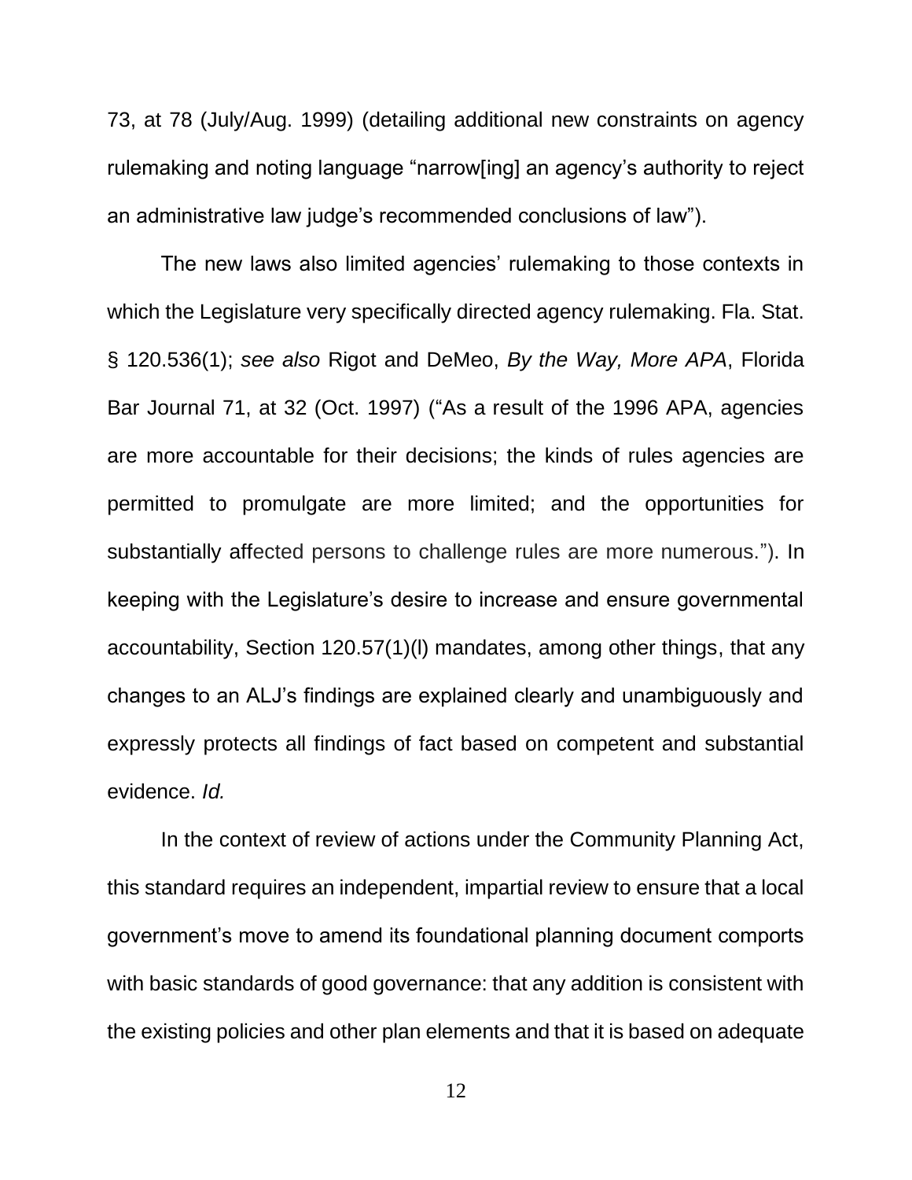73, at 78 (July/Aug. 1999) (detailing additional new constraints on agency rulemaking and noting language "narrow[ing] an agency's authority to reject an administrative law judge's recommended conclusions of law").

The new laws also limited agencies' rulemaking to those contexts in which the Legislature very specifically directed agency rulemaking. Fla. Stat. § 120.536(1); *see also* Rigot and DeMeo, *By the Way, More APA*, Florida Bar Journal 71, at 32 (Oct. 1997) ("As a result of the 1996 APA, agencies are more accountable for their decisions; the kinds of rules agencies are permitted to promulgate are more limited; and the opportunities for substantially affected persons to challenge rules are more numerous."). In keeping with the Legislature's desire to increase and ensure governmental accountability, Section 120.57(1)(l) mandates, among other things, that any changes to an ALJ's findings are explained clearly and unambiguously and expressly protects all findings of fact based on competent and substantial evidence. *Id.*

In the context of review of actions under the Community Planning Act, this standard requires an independent, impartial review to ensure that a local government's move to amend its foundational planning document comports with basic standards of good governance: that any addition is consistent with the existing policies and other plan elements and that it is based on adequate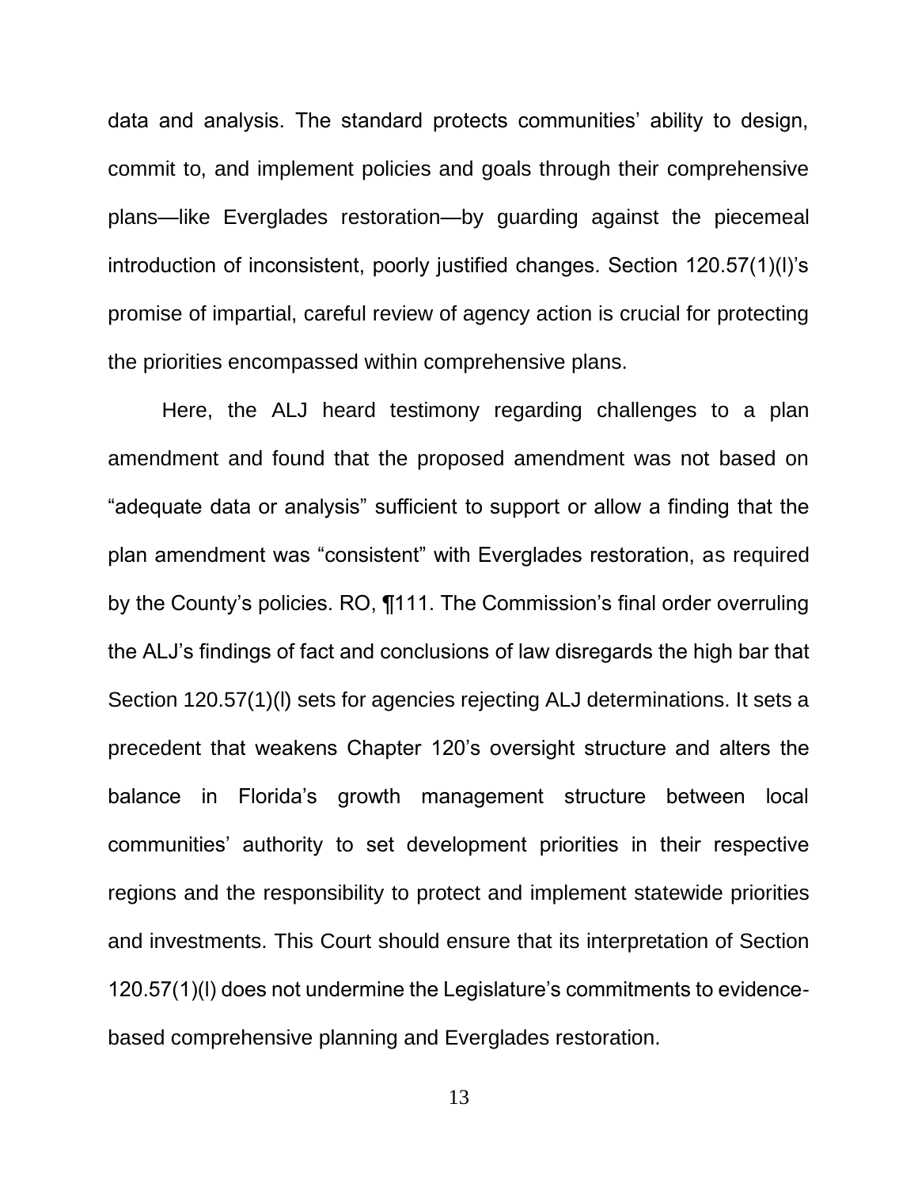data and analysis. The standard protects communities' ability to design, commit to, and implement policies and goals through their comprehensive plans—like Everglades restoration—by guarding against the piecemeal introduction of inconsistent, poorly justified changes. Section 120.57(1)(l)'s promise of impartial, careful review of agency action is crucial for protecting the priorities encompassed within comprehensive plans.

Here, the ALJ heard testimony regarding challenges to a plan amendment and found that the proposed amendment was not based on "adequate data or analysis" sufficient to support or allow a finding that the plan amendment was "consistent" with Everglades restoration, as required by the County's policies. RO, ¶111. The Commission's final order overruling the ALJ's findings of fact and conclusions of law disregards the high bar that Section 120.57(1)(l) sets for agencies rejecting ALJ determinations. It sets a precedent that weakens Chapter 120's oversight structure and alters the balance in Florida's growth management structure between local communities' authority to set development priorities in their respective regions and the responsibility to protect and implement statewide priorities and investments. This Court should ensure that its interpretation of Section 120.57(1)(l) does not undermine the Legislature's commitments to evidence-based comprehensive planning and Everglades restoration.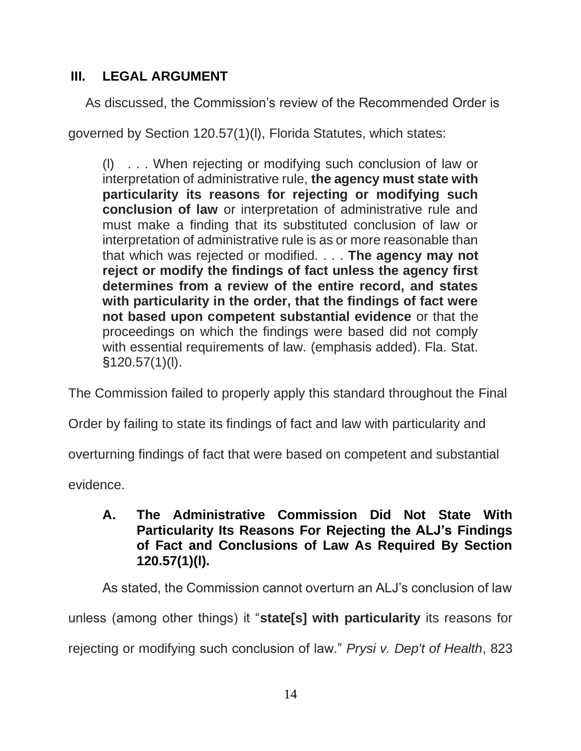## III. LEGAL ARGUMENT

As discussed, the Commission's review of the Recommended Order is governed by Section 120.57(1)(l), Florida Statutes, which states:

> (l) . . . When rejecting or modifying such conclusion of law or interpretation of administrative rule, **the agency must state with particularity its reasons for rejecting or modifying such conclusion of law** or interpretation of administrative rule and must make a finding that its substituted conclusion of law or interpretation of administrative rule is as or more reasonable than that which was rejected or modified. . . . **The agency may not reject or modify the findings of fact unless the agency first determines from a review of the entire record, and states with particularity in the order, that the findings of fact were not based upon competent substantial evidence** or that the proceedings on which the findings were based did not comply with essential requirements of law. (emphasis added). Fla. Stat. §120.57(1)(l).

The Commission failed to properly apply this standard throughout the Final Order by failing to state its findings of fact and law with particularity and overturning findings of fact that were based on competent and substantial evidence.

### A. The Administrative Commission Did Not State With Particularity Its Reasons For Rejecting the ALJ's Findings of Fact and Conclusions of Law As Required By Section 120.57(1)(l).

As stated, the Commission cannot overturn an ALJ's conclusion of law unless (among other things) it "**state[s] with particularity** its reasons for rejecting or modifying such conclusion of law." *Prysi v. Dep't of Health*, 823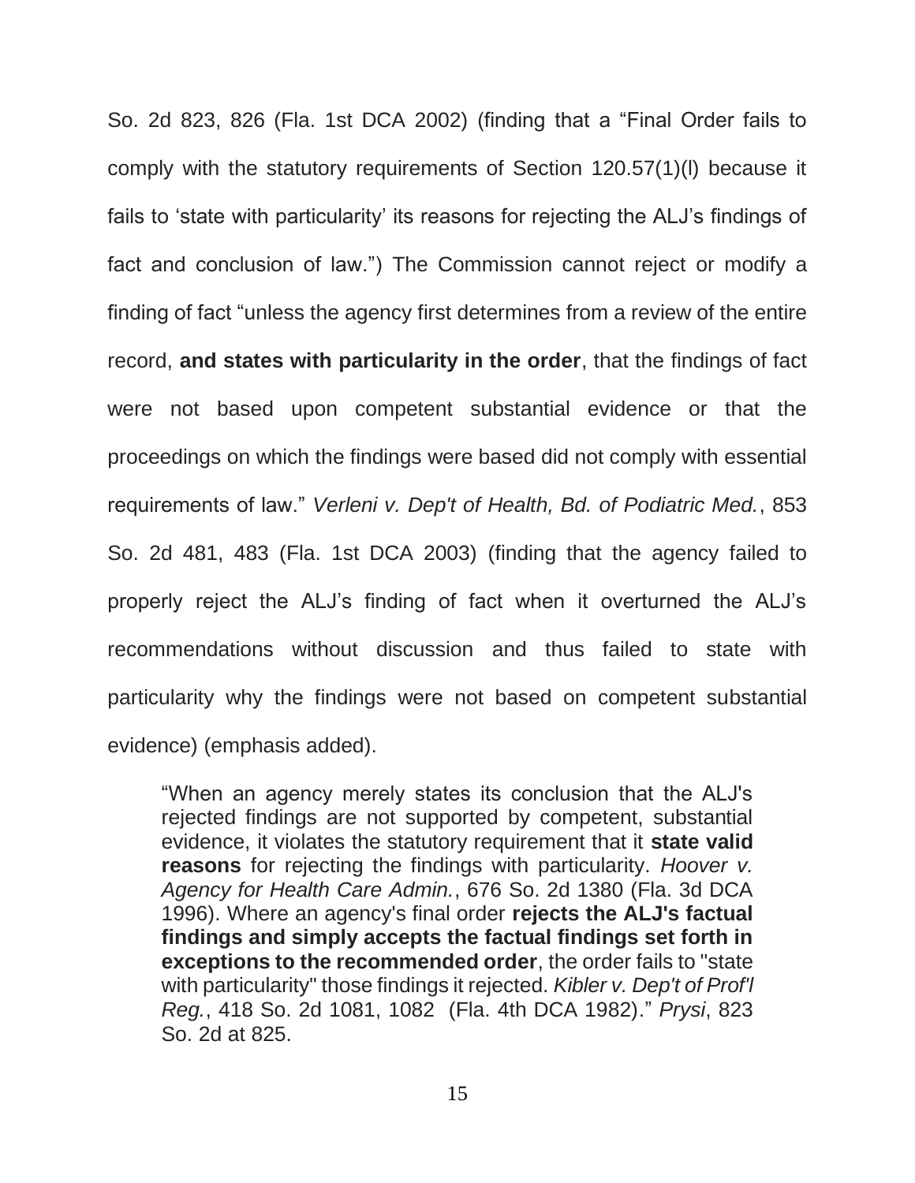So. 2d 823, 826 (Fla. 1st DCA 2002) (finding that a "Final Order fails to comply with the statutory requirements of Section 120.57(1)(l) because it fails to 'state with particularity' its reasons for rejecting the ALJ's findings of fact and conclusion of law.") The Commission cannot reject or modify a finding of fact "unless the agency first determines from a review of the entire record, **and states with particularity in the order**, that the findings of fact were not based upon competent substantial evidence or that the proceedings on which the findings were based did not comply with essential requirements of law." *Verleni v. Dep't of Health, Bd. of Podiatric Med.*, 853 So. 2d 481, 483 (Fla. 1st DCA 2003) (finding that the agency failed to properly reject the ALJ's finding of fact when it overturned the ALJ's recommendations without discussion and thus failed to state with particularity why the findings were not based on competent substantial evidence) (emphasis added).

> "When an agency merely states its conclusion that the ALJ's rejected findings are not supported by competent, substantial evidence, it violates the statutory requirement that it **state valid reasons** for rejecting the findings with particularity. *Hoover v. Agency for Health Care Admin.*, 676 So. 2d 1380 (Fla. 3d DCA 1996). Where an agency's final order **rejects the ALJ's factual findings and simply accepts the factual findings set forth in exceptions to the recommended order**, the order fails to "state with particularity" those findings it rejected. *Kibler v. Dep't of Prof'l Reg.*, 418 So. 2d 1081, 1082 (Fla. 4th DCA 1982)." *Prysi*, 823 So. 2d at 825.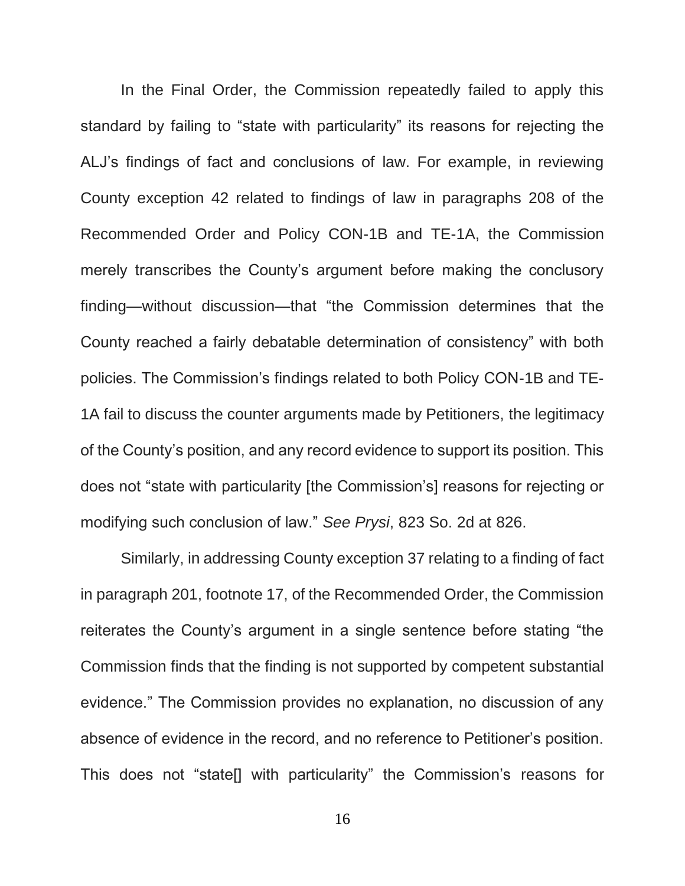In the Final Order, the Commission repeatedly failed to apply this standard by failing to "state with particularity" its reasons for rejecting the ALJ's findings of fact and conclusions of law. For example, in reviewing County exception 42 related to findings of law in paragraphs 208 of the Recommended Order and Policy CON-1B and TE-1A, the Commission merely transcribes the County's argument before making the conclusory finding—without discussion—that "the Commission determines that the County reached a fairly debatable determination of consistency" with both policies. The Commission's findings related to both Policy CON-1B and TE-1A fail to discuss the counter arguments made by Petitioners, the legitimacy of the County's position, and any record evidence to support its position. This does not "state with particularity [the Commission's] reasons for rejecting or modifying such conclusion of law." *See Prysi*, 823 So. 2d at 826.

Similarly, in addressing County exception 37 relating to a finding of fact in paragraph 201, footnote 17, of the Recommended Order, the Commission reiterates the County's argument in a single sentence before stating "the Commission finds that the finding is not supported by competent substantial evidence." The Commission provides no explanation, no discussion of any absence of evidence in the record, and no reference to Petitioner's position. This does not "state[] with particularity" the Commission's reasons for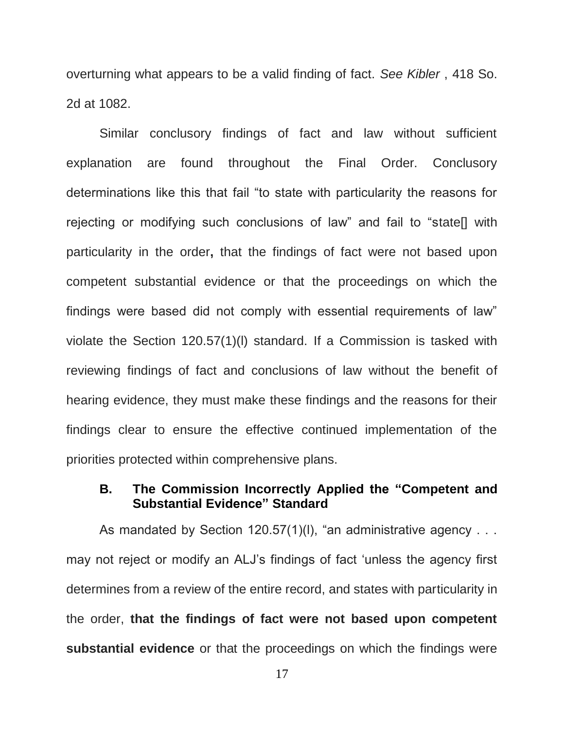overturning what appears to be a valid finding of fact. *See Kibler* , 418 So. 2d at 1082.

Similar conclusory findings of fact and law without sufficient explanation are found throughout the Final Order. Conclusory determinations like this that fail "to state with particularity the reasons for rejecting or modifying such conclusions of law" and fail to "state[] with particularity in the order**,** that the findings of fact were not based upon competent substantial evidence or that the proceedings on which the findings were based did not comply with essential requirements of law" violate the Section 120.57(1)(l) standard. If a Commission is tasked with reviewing findings of fact and conclusions of law without the benefit of hearing evidence, they must make these findings and the reasons for their findings clear to ensure the effective continued implementation of the priorities protected within comprehensive plans.

### B. The Commission Incorrectly Applied the "Competent and Substantial Evidence" Standard

As mandated by Section 120.57(1)(l), "an administrative agency . . . may not reject or modify an ALJ's findings of fact 'unless the agency first determines from a review of the entire record, and states with particularity in the order, **that the findings of fact were not based upon competent substantial evidence** or that the proceedings on which the findings were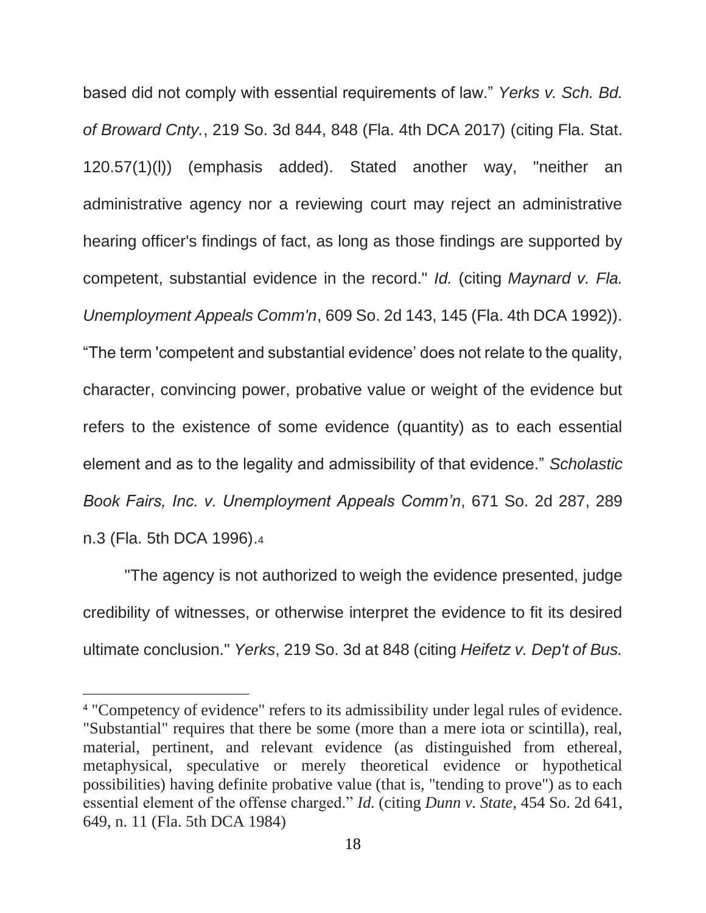based did not comply with essential requirements of law." *Yerks v. Sch. Bd. of Broward Cnty.*, 219 So. 3d 844, 848 (Fla. 4th DCA 2017) (citing Fla. Stat. 120.57(1)(l)) (emphasis added). Stated another way, "neither an administrative agency nor a reviewing court may reject an administrative hearing officer's findings of fact, as long as those findings are supported by competent, substantial evidence in the record." *Id.* (citing *Maynard v. Fla. Unemployment Appeals Comm'n*, 609 So. 2d 143, 145 (Fla. 4th DCA 1992)). "The term 'competent and substantial evidence' does not relate to the quality, character, convincing power, probative value or weight of the evidence but refers to the existence of some evidence (quantity) as to each essential element and as to the legality and admissibility of that evidence." *Scholastic Book Fairs, Inc. v. Unemployment Appeals Comm'n*, 671 So. 2d 287, 289 n.3 (Fla. 5th DCA 1996).[4]

"The agency is not authorized to weigh the evidence presented, judge credibility of witnesses, or otherwise interpret the evidence to fit its desired ultimate conclusion." *Yerks*, 219 So. 3d at 848 (citing *Heifetz v. Dep't of Bus.*

---

[4] "Competency of evidence" refers to its admissibility under legal rules of evidence. "Substantial" requires that there be some (more than a mere iota or scintilla), real, material, pertinent, and relevant evidence (as distinguished from ethereal, metaphysical, speculative or merely theoretical evidence or hypothetical possibilities) having definite probative value (that is, "tending to prove") as to each essential element of the offense charged." *Id.* (citing *Dunn v. State*, 454 So. 2d 641, 649, n. 11 (Fla. 5th DCA 1984)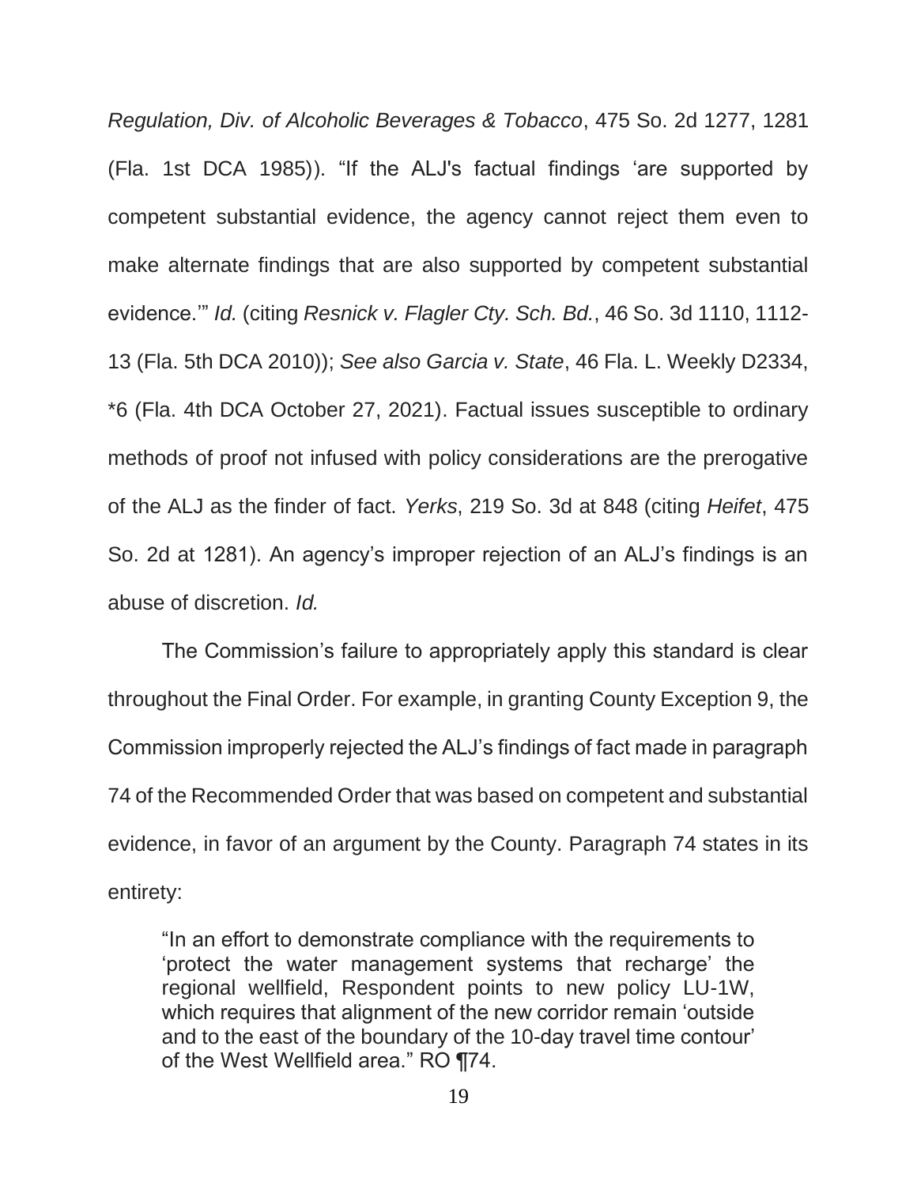*Regulation, Div. of Alcoholic Beverages & Tobacco*, 475 So. 2d 1277, 1281 (Fla. 1st DCA 1985)). "If the ALJ's factual findings 'are supported by competent substantial evidence, the agency cannot reject them even to make alternate findings that are also supported by competent substantial evidence.'" *Id.* (citing *Resnick v. Flagler Cty. Sch. Bd.*, 46 So. 3d 1110, 1112-13 (Fla. 5th DCA 2010)); *See also Garcia v. State*, 46 Fla. L. Weekly D2334, *6 (Fla. 4th DCA October 27, 2021). Factual issues susceptible to ordinary methods of proof not infused with policy considerations are the prerogative of the ALJ as the finder of fact. *Yerks*, 219 So. 3d at 848 (citing *Heifet*, 475 So. 2d at 1281). An agency's improper rejection of an ALJ's findings is an abuse of discretion. *Id.*

The Commission's failure to appropriately apply this standard is clear throughout the Final Order. For example, in granting County Exception 9, the Commission improperly rejected the ALJ's findings of fact made in paragraph 74 of the Recommended Order that was based on competent and substantial evidence, in favor of an argument by the County. Paragraph 74 states in its entirety:

> "In an effort to demonstrate compliance with the requirements to 'protect the water management systems that recharge' the regional wellfield, Respondent points to new policy LU-1W, which requires that alignment of the new corridor remain 'outside and to the east of the boundary of the 10-day travel time contour' of the West Wellfield area." RO ¶74.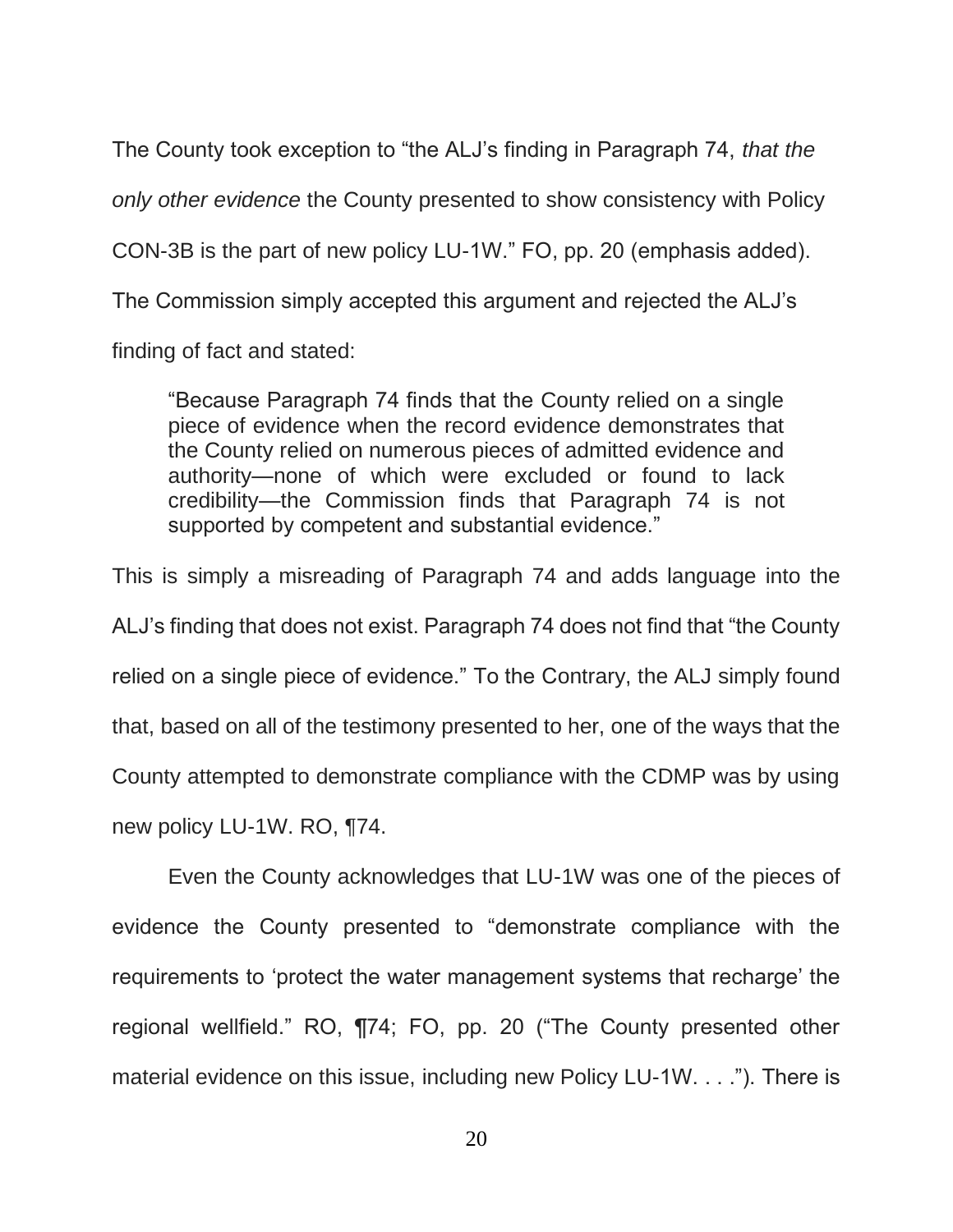The County took exception to "the ALJ's finding in Paragraph 74, *that the only other evidence* the County presented to show consistency with Policy CON-3B is the part of new policy LU-1W." FO, pp. 20 (emphasis added). The Commission simply accepted this argument and rejected the ALJ's finding of fact and stated:

> "Because Paragraph 74 finds that the County relied on a single piece of evidence when the record evidence demonstrates that the County relied on numerous pieces of admitted evidence and authority—none of which were excluded or found to lack credibility—the Commission finds that Paragraph 74 is not supported by competent and substantial evidence."

This is simply a misreading of Paragraph 74 and adds language into the ALJ's finding that does not exist. Paragraph 74 does not find that "the County relied on a single piece of evidence." To the Contrary, the ALJ simply found that, based on all of the testimony presented to her, one of the ways that the County attempted to demonstrate compliance with the CDMP was by using new policy LU-1W. RO, ¶74.

Even the County acknowledges that LU-1W was one of the pieces of evidence the County presented to "demonstrate compliance with the requirements to 'protect the water management systems that recharge' the regional wellfield." RO, ¶74; FO, pp. 20 ("The County presented other material evidence on this issue, including new Policy LU-1W. . . ."). There is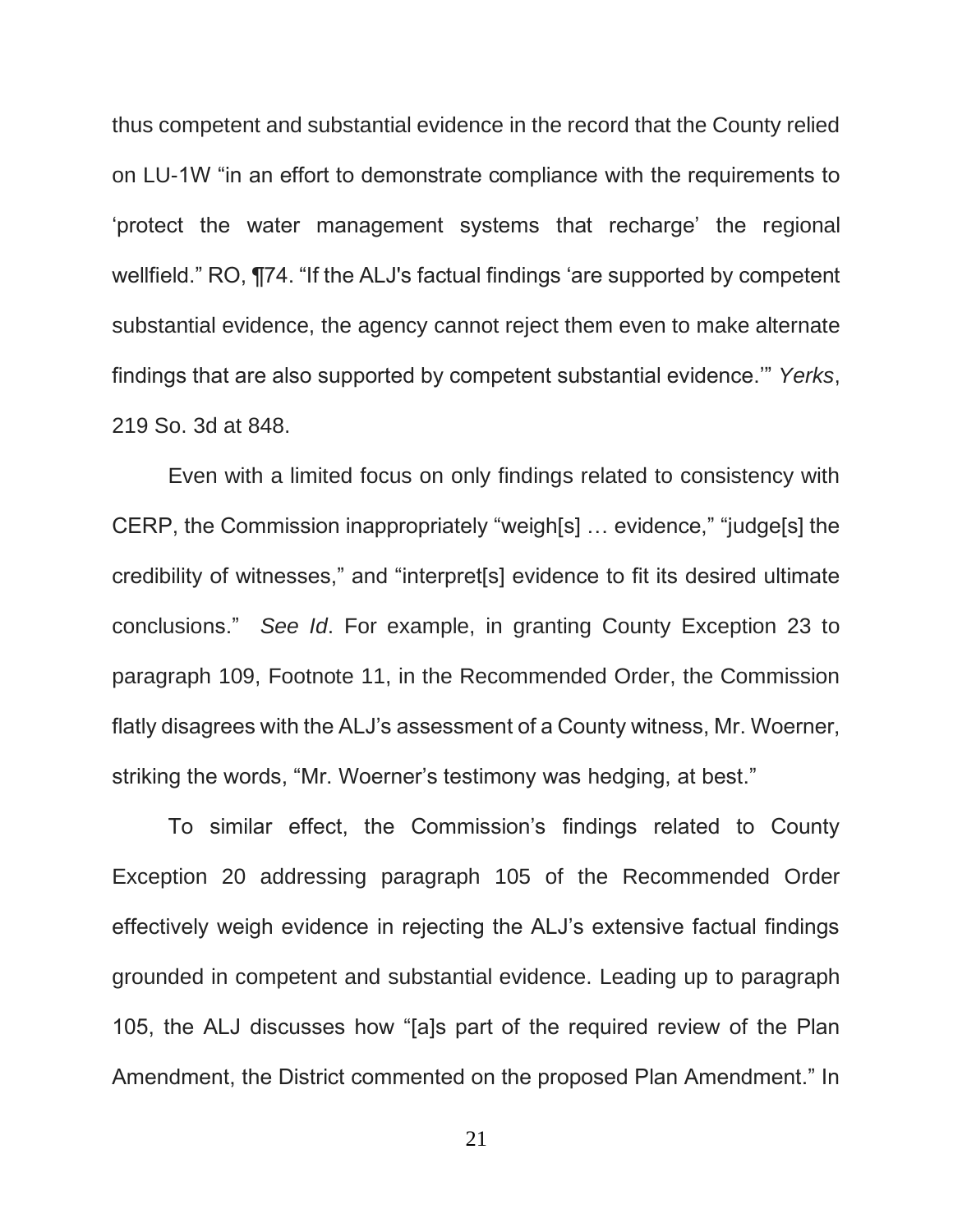thus competent and substantial evidence in the record that the County relied on LU-1W "in an effort to demonstrate compliance with the requirements to 'protect the water management systems that recharge' the regional wellfield." RO, ¶74. "If the ALJ's factual findings 'are supported by competent substantial evidence, the agency cannot reject them even to make alternate findings that are also supported by competent substantial evidence.'" *Yerks*, 219 So. 3d at 848.

Even with a limited focus on only findings related to consistency with CERP, the Commission inappropriately "weigh[s] … evidence," "judge[s] the credibility of witnesses," and "interpret[s] evidence to fit its desired ultimate conclusions." *See Id*. For example, in granting County Exception 23 to paragraph 109, Footnote 11, in the Recommended Order, the Commission flatly disagrees with the ALJ's assessment of a County witness, Mr. Woerner, striking the words, "Mr. Woerner's testimony was hedging, at best."

To similar effect, the Commission's findings related to County Exception 20 addressing paragraph 105 of the Recommended Order effectively weigh evidence in rejecting the ALJ's extensive factual findings grounded in competent and substantial evidence. Leading up to paragraph 105, the ALJ discusses how "[a]s part of the required review of the Plan Amendment, the District commented on the proposed Plan Amendment." In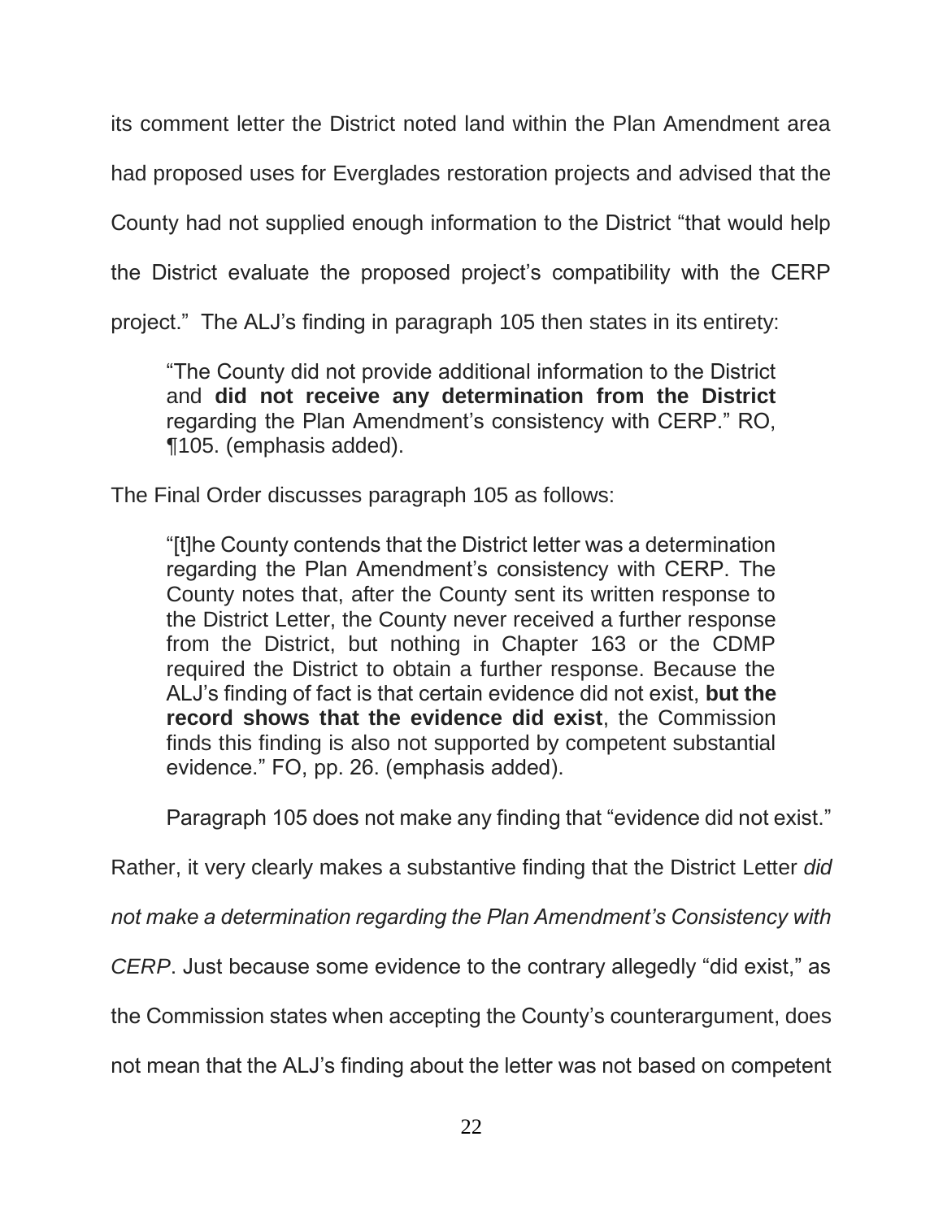its comment letter the District noted land within the Plan Amendment area had proposed uses for Everglades restoration projects and advised that the County had not supplied enough information to the District "that would help the District evaluate the proposed project's compatibility with the CERP project." The ALJ's finding in paragraph 105 then states in its entirety:

> "The County did not provide additional information to the District and **did not receive any determination from the District** regarding the Plan Amendment's consistency with CERP." RO, ¶105. (emphasis added).

The Final Order discusses paragraph 105 as follows:

> "[t]he County contends that the District letter was a determination regarding the Plan Amendment's consistency with CERP. The County notes that, after the County sent its written response to the District Letter, the County never received a further response from the District, but nothing in Chapter 163 or the CDMP required the District to obtain a further response. Because the ALJ's finding of fact is that certain evidence did not exist, **but the record shows that the evidence did exist**, the Commission finds this finding is also not supported by competent substantial evidence." FO, pp. 26. (emphasis added).

Paragraph 105 does not make any finding that "evidence did not exist." Rather, it very clearly makes a substantive finding that the District Letter *did not make a determination regarding the Plan Amendment's Consistency with CERP*. Just because some evidence to the contrary allegedly "did exist," as the Commission states when accepting the County's counterargument, does not mean that the ALJ's finding about the letter was not based on competent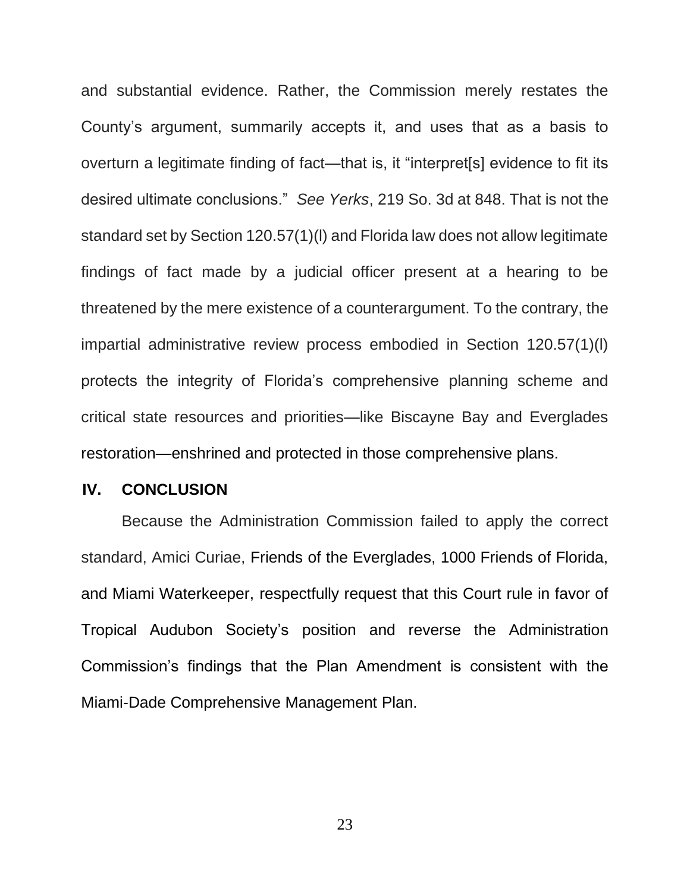and substantial evidence. Rather, the Commission merely restates the County's argument, summarily accepts it, and uses that as a basis to overturn a legitimate finding of fact—that is, it "interpret[s] evidence to fit its desired ultimate conclusions." *See Yerks*, 219 So. 3d at 848. That is not the standard set by Section 120.57(1)(l) and Florida law does not allow legitimate findings of fact made by a judicial officer present at a hearing to be threatened by the mere existence of a counterargument. To the contrary, the impartial administrative review process embodied in Section 120.57(1)(l) protects the integrity of Florida's comprehensive planning scheme and critical state resources and priorities—like Biscayne Bay and Everglades restoration—enshrined and protected in those comprehensive plans.

## IV. CONCLUSION

Because the Administration Commission failed to apply the correct standard, Amici Curiae, Friends of the Everglades, 1000 Friends of Florida, and Miami Waterkeeper, respectfully request that this Court rule in favor of Tropical Audubon Society's position and reverse the Administration Commission's findings that the Plan Amendment is consistent with the Miami-Dade Comprehensive Management Plan.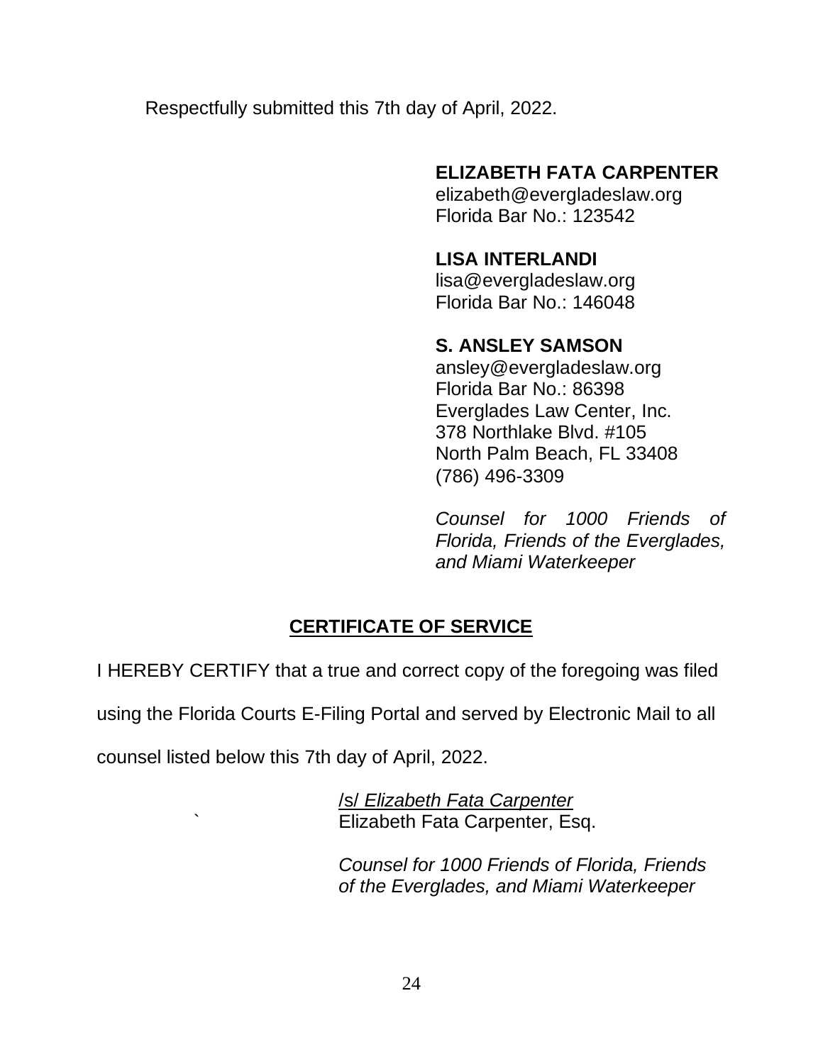Respectfully submitted this 7th day of April, 2022.

**ELIZABETH FATA CARPENTER**
elizabeth@evergladeslaw.org
Florida Bar No.: 123542

**LISA INTERLANDI**
lisa@evergladeslaw.org
Florida Bar No.: 146048

**S. ANSLEY SAMSON**
ansley@evergladeslaw.org
Florida Bar No.: 86398
Everglades Law Center, Inc.
378 Northlake Blvd. #105
North Palm Beach, FL 33408
(786) 496-3309

*Counsel for 1000 Friends of Florida, Friends of the Everglades, and Miami Waterkeeper*

## CERTIFICATE OF SERVICE

I HEREBY CERTIFY that a true and correct copy of the foregoing was filed using the Florida Courts E-Filing Portal and served by Electronic Mail to all counsel listed below this 7th day of April, 2022.

/s/ *Elizabeth Fata Carpenter*
Elizabeth Fata Carpenter, Esq.

*Counsel for 1000 Friends of Florida, Friends of the Everglades, and Miami Waterkeeper*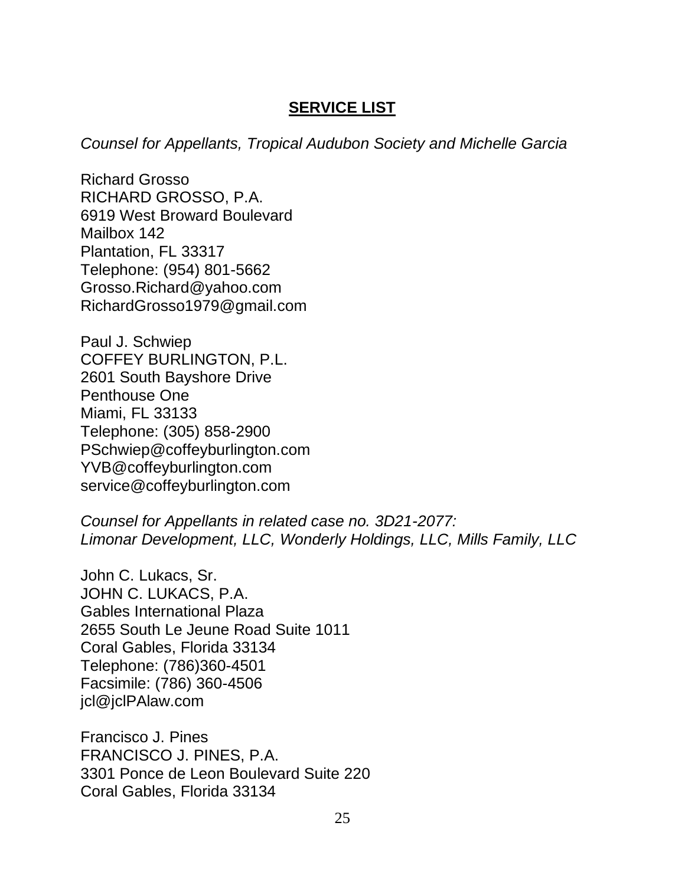**SERVICE LIST**

*Counsel for Appellants, Tropical Audubon Society and Michelle Garcia*

Richard Grosso
RICHARD GROSSO, P.A.
6919 West Broward Boulevard
Mailbox 142
Plantation, FL 33317
Telephone: (954) 801-5662
Grosso.Richard@yahoo.com
RichardGrosso1979@gmail.com

Paul J. Schwiep
COFFEY BURLINGTON, P.L.
2601 South Bayshore Drive
Penthouse One
Miami, FL 33133
Telephone: (305) 858-2900
PSchwiep@coffeyburlington.com
YVB@coffeyburlington.com
service@coffeyburlington.com

*Counsel for Appellants in related case no. 3D21-2077:*
*Limonar Development, LLC, Wonderly Holdings, LLC, Mills Family, LLC*

John C. Lukacs, Sr.
JOHN C. LUKACS, P.A.
Gables International Plaza
2655 South Le Jeune Road Suite 1011
Coral Gables, Florida 33134
Telephone: (786)360-4501
Facsimile: (786) 360-4506
jcl@jclPAlaw.com

Francisco J. Pines
FRANCISCO J. PINES, P.A.
3301 Ponce de Leon Boulevard Suite 220
Coral Gables, Florida 33134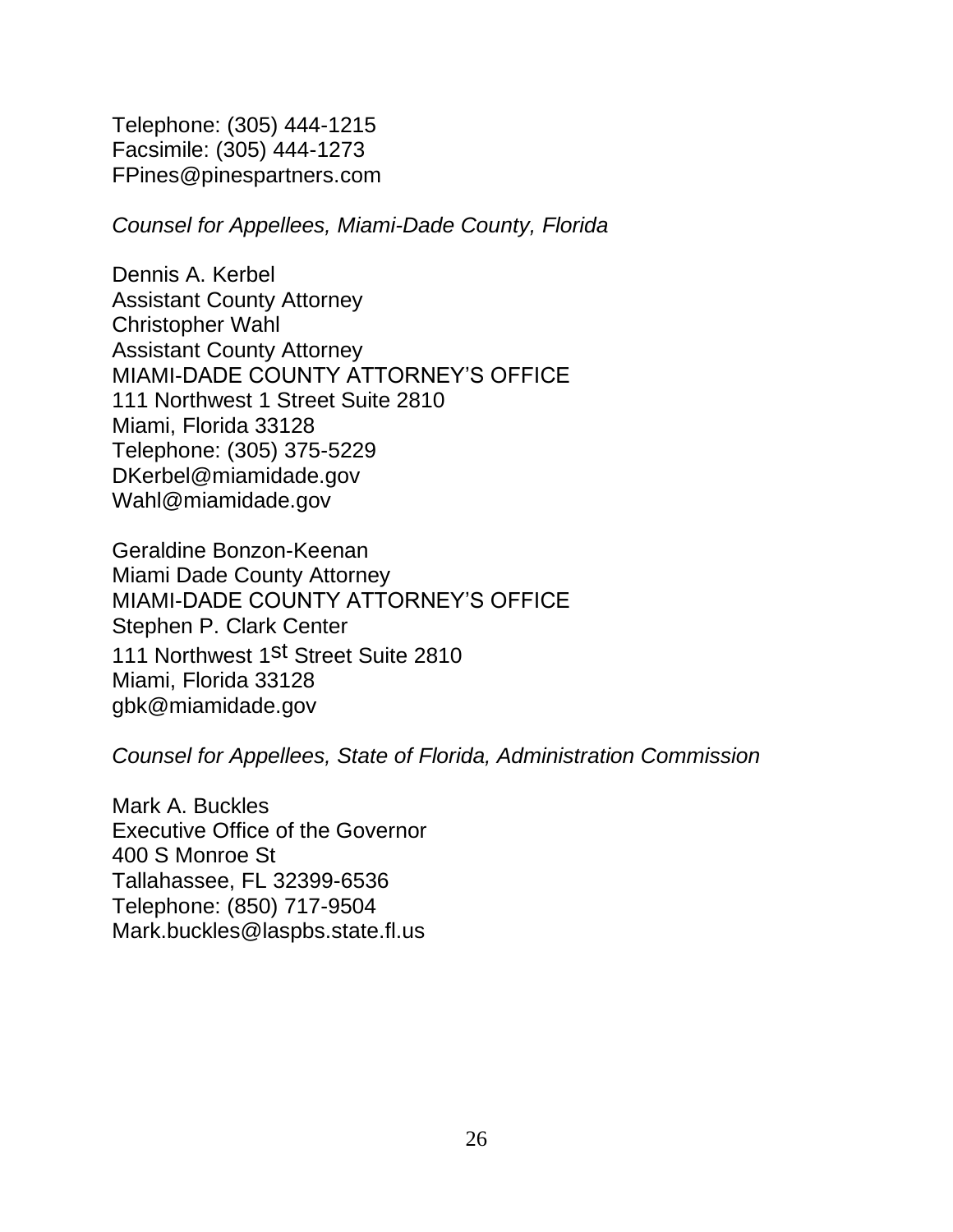Telephone: (305) 444-1215
Facsimile: (305) 444-1273
FPines@pinespartners.com

*Counsel for Appellees, Miami-Dade County, Florida*

Dennis A. Kerbel
Assistant County Attorney
Christopher Wahl
Assistant County Attorney
MIAMI-DADE COUNTY ATTORNEY'S OFFICE
111 Northwest 1 Street Suite 2810
Miami, Florida 33128
Telephone: (305) 375-5229
DKerbel@miamidade.gov
Wahl@miamidade.gov

Geraldine Bonzon-Keenan
Miami Dade County Attorney
MIAMI-DADE COUNTY ATTORNEY'S OFFICE
Stephen P. Clark Center
111 Northwest 1st Street Suite 2810
Miami, Florida 33128
gbk@miamidade.gov

*Counsel for Appellees, State of Florida, Administration Commission*

Mark A. Buckles
Executive Office of the Governor
400 S Monroe St
Tallahassee, FL 32399-6536
Telephone: (850) 717-9504
Mark.buckles@laspbs.state.fl.us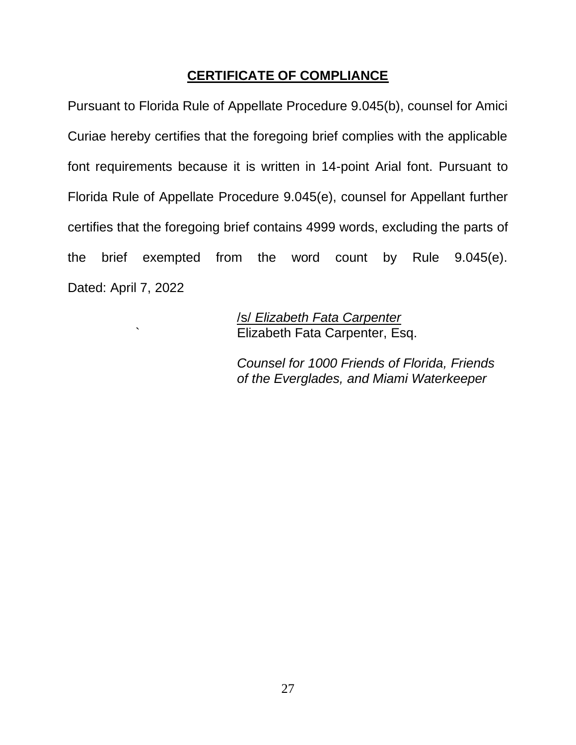**CERTIFICATE OF COMPLIANCE**

Pursuant to Florida Rule of Appellate Procedure 9.045(b), counsel for Amici Curiae hereby certifies that the foregoing brief complies with the applicable font requirements because it is written in 14-point Arial font. Pursuant to Florida Rule of Appellate Procedure 9.045(e), counsel for Appellant further certifies that the foregoing brief contains 4999 words, excluding the parts of the brief exempted from the word count by Rule 9.045(e). Dated: April 7, 2022

/s/ *Elizabeth Fata Carpenter*
Elizabeth Fata Carpenter, Esq.

*Counsel for 1000 Friends of Florida, Friends of the Everglades, and Miami Waterkeeper*